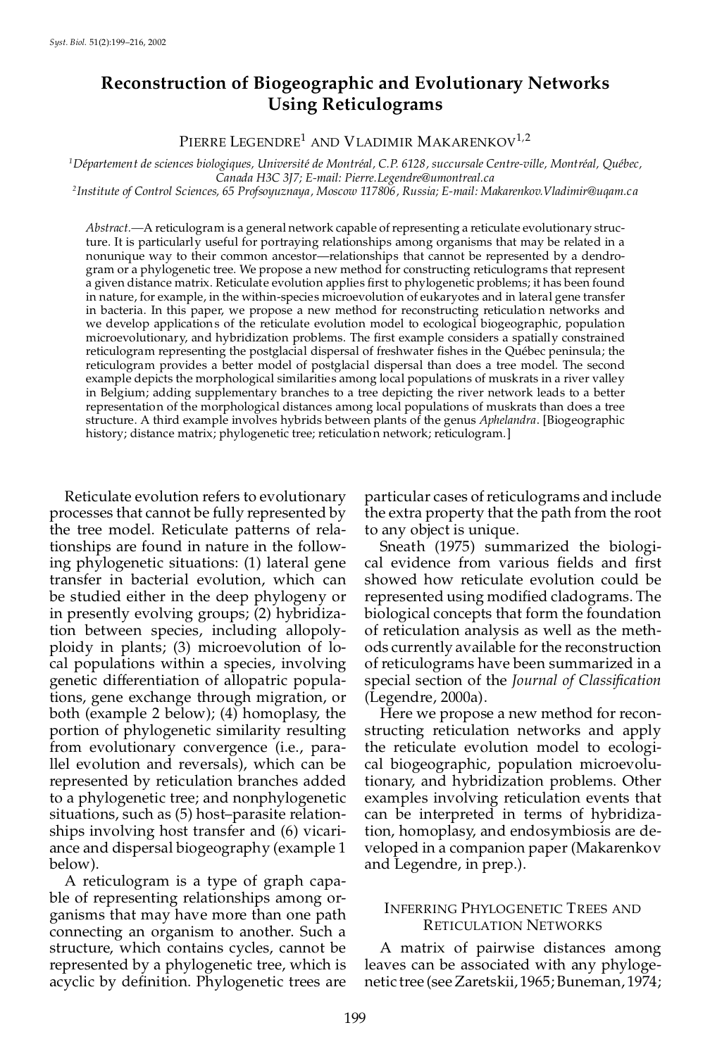# Reconstruction of Biogeographic and Evolutionary Networks Using Reticulograms

Pierre Legendre[1] and Vladimir Makarenkov[1,2]

[1]*Département de sciences biologiques, Université de Montréal, C.P. 6128, succursale Centre-ville, Montréal, Québec, Canada H3C 3J7; E-mail: Pierre.Legendre@umontreal.ca*

[2]*Institute of Control Sciences, 65 Profsoyuznaya, Moscow 117806, Russia; E-mail: Makarenkov.Vladimir@uqam.ca*

*Abstract.*—A reticulogram is a general network capable of representing a reticulate evolutionary structure. It is particularly useful for portraying relationships among organisms that may be related in a nonunique way to their common ancestor—relationships that cannot be represented by a dendrogram or a phylogenetic tree. We propose a new method for constructing reticulograms that represent a given distance matrix. Reticulate evolution applies first to phylogenetic problems; it has been found in nature, for example, in the within-species microevolution of eukaryotes and in lateral gene transfer in bacteria. In this paper, we propose a new method for reconstructing reticulation networks and we develop applications of the reticulate evolution model to ecological biogeographic, population microevolutionary, and hybridization problems. The first example considers a spatially constrained reticulogram representing the postglacial dispersal of freshwater fishes in the Québec peninsula; the reticulogram provides a better model of postglacial dispersal than does a tree model. The second example depicts the morphological similarities among local populations of muskrats in a river valley in Belgium; adding supplementary branches to a tree depicting the river network leads to a better representation of the morphological distances among local populations of muskrats than does a tree structure. A third example involves hybrids between plants of the genus *Aphelandra*. [Biogeographic history; distance matrix; phylogenetic tree; reticulation network; reticulogram.]

Reticulate evolution refers to evolutionary processes that cannot be fully represented by the tree model. Reticulate patterns of relationships are found in nature in the following phylogenetic situations: (1) lateral gene transfer in bacterial evolution, which can be studied either in the deep phylogeny or in presently evolving groups; (2) hybridization between species, including allopolyploidy in plants; (3) microevolution of local populations within a species, involving genetic differentiation of allopatric populations, gene exchange through migration, or both (example 2 below); (4) homoplasy, the portion of phylogenetic similarity resulting from evolutionary convergence (i.e., parallel evolution and reversals), which can be represented by reticulation branches added to a phylogenetic tree; and nonphylogenetic situations, such as (5) host–parasite relationships involving host transfer and (6) vicariance and dispersal biogeography (example 1 below).

A reticulogram is a type of graph capable of representing relationships among organisms that may have more than one path connecting an organism to another. Such a structure, which contains cycles, cannot be represented by a phylogenetic tree, which is acyclic by definition. Phylogenetic trees are particular cases of reticulograms and include the extra property that the path from the root to any object is unique.

Sneath (1975) summarized the biological evidence from various fields and first showed how reticulate evolution could be represented using modified cladograms. The biological concepts that form the foundation of reticulation analysis as well as the methods currently available for the reconstruction of reticulograms have been summarized in a special section of the *Journal of Classification* (Legendre, 2000a).

Here we propose a new method for reconstructing reticulation networks and apply the reticulate evolution model to ecological biogeographic, population microevolutionary, and hybridization problems. Other examples involving reticulation events that can be interpreted in terms of hybridization, homoplasy, and endosymbiosis are developed in a companion paper (Makarenkov and Legendre, in prep.).

## Inferring Phylogenetic Trees and Reticulation Networks

A matrix of pairwise distances among leaves can be associated with any phylogenetic tree (see Zaretskii, 1965; Buneman, 1974;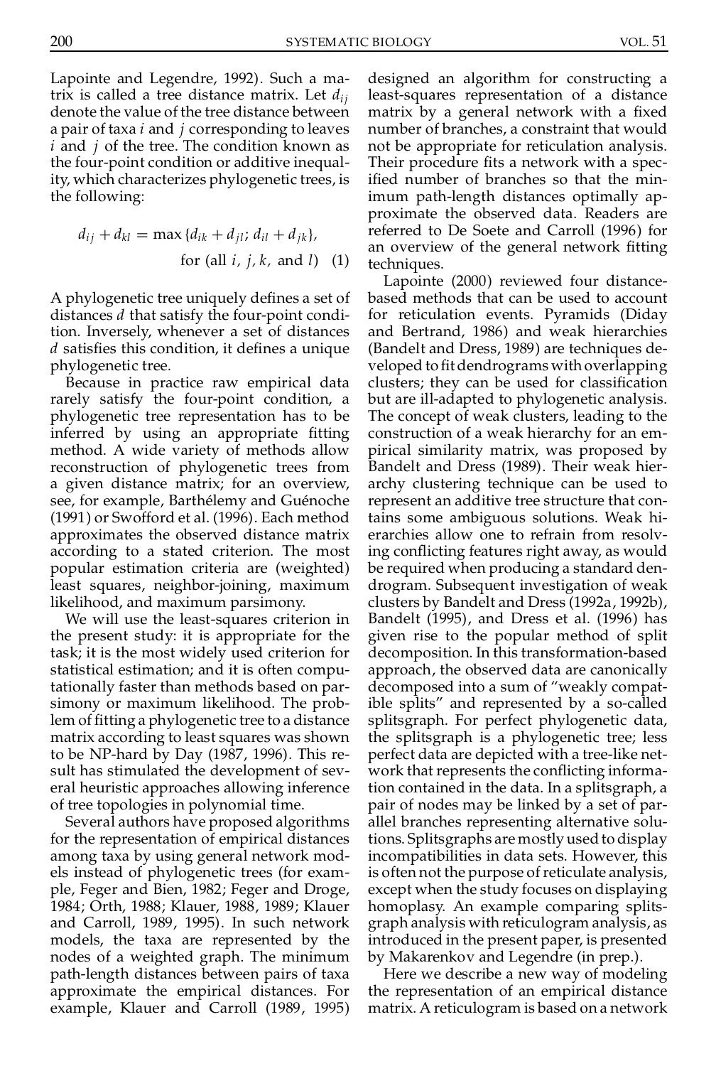Lapointe and Legendre, 1992). Such a matrix is called a tree distance matrix. Let $d_{ij}$ denote the value of the tree distance between a pair of taxa $i$ and $j$ corresponding to leaves $i$ and $j$ of the tree. The condition known as the four-point condition or additive inequality, which characterizes phylogenetic trees, is the following:

$$d_{ij} + d_{kl} = \max\{d_{ik} + d_{jl};\, d_{il} + d_{jk}\}, \quad \text{for (all } i, j, k, \text{ and } l) \quad (1)$$

A phylogenetic tree uniquely defines a set of distances $d$ that satisfy the four-point condition. Inversely, whenever a set of distances $d$ satisfies this condition, it defines a unique phylogenetic tree.

Because in practice raw empirical data rarely satisfy the four-point condition, a phylogenetic tree representation has to be inferred by using an appropriate fitting method. A wide variety of methods allow reconstruction of phylogenetic trees from a given distance matrix; for an overview, see, for example, Barthélemy and Guénoche (1991) or Swofford et al. (1996). Each method approximates the observed distance matrix according to a stated criterion. The most popular estimation criteria are (weighted) least squares, neighbor-joining, maximum likelihood, and maximum parsimony.

We will use the least-squares criterion in the present study: it is appropriate for the task; it is the most widely used criterion for statistical estimation; and it is often computationally faster than methods based on parsimony or maximum likelihood. The problem of fitting a phylogenetic tree to a distance matrix according to least squares was shown to be NP-hard by Day (1987, 1996). This result has stimulated the development of several heuristic approaches allowing inference of tree topologies in polynomial time.

Several authors have proposed algorithms for the representation of empirical distances among taxa by using general network models instead of phylogenetic trees (for example, Feger and Bien, 1982; Feger and Droge, 1984; Orth, 1988; Klauer, 1988, 1989; Klauer and Carroll, 1989, 1995). In such network models, the taxa are represented by the nodes of a weighted graph. The minimum path-length distances between pairs of taxa approximate the empirical distances. For example, Klauer and Carroll (1989, 1995) designed an algorithm for constructing a least-squares representation of a distance matrix by a general network with a fixed number of branches, a constraint that would not be appropriate for reticulation analysis. Their procedure fits a network with a specified number of branches so that the minimum path-length distances optimally approximate the observed data. Readers are referred to De Soete and Carroll (1996) for an overview of the general network fitting techniques.

Lapointe (2000) reviewed four distance-based methods that can be used to account for reticulation events. Pyramids (Diday and Bertrand, 1986) and weak hierarchies (Bandelt and Dress, 1989) are techniques developed to fit dendrograms with overlapping clusters; they can be used for classification but are ill-adapted to phylogenetic analysis. The concept of weak clusters, leading to the construction of a weak hierarchy for an empirical similarity matrix, was proposed by Bandelt and Dress (1989). Their weak hierarchy clustering technique can be used to represent an additive tree structure that contains some ambiguous solutions. Weak hierarchies allow one to refrain from resolving conflicting features right away, as would be required when producing a standard dendrogram. Subsequent investigation of weak clusters by Bandelt and Dress (1992a, 1992b), Bandelt (1995), and Dress et al. (1996) has given rise to the popular method of split decomposition. In this transformation-based approach, the observed data are canonically decomposed into a sum of "weakly compatible splits" and represented by a so-called splitsgraph. For perfect phylogenetic data, the splitsgraph is a phylogenetic tree; less perfect data are depicted with a tree-like network that represents the conflicting information contained in the data. In a splitsgraph, a pair of nodes may be linked by a set of parallel branches representing alternative solutions. Splitsgraphs are mostly used to display incompatibilities in data sets. However, this is often not the purpose of reticulate analysis, except when the study focuses on displaying homoplasy. An example comparing splitsgraph analysis with reticulogram analysis, as introduced in the present paper, is presented by Makarenkov and Legendre (in prep.).

Here we describe a new way of modeling the representation of an empirical distance matrix. A reticulogram is based on a network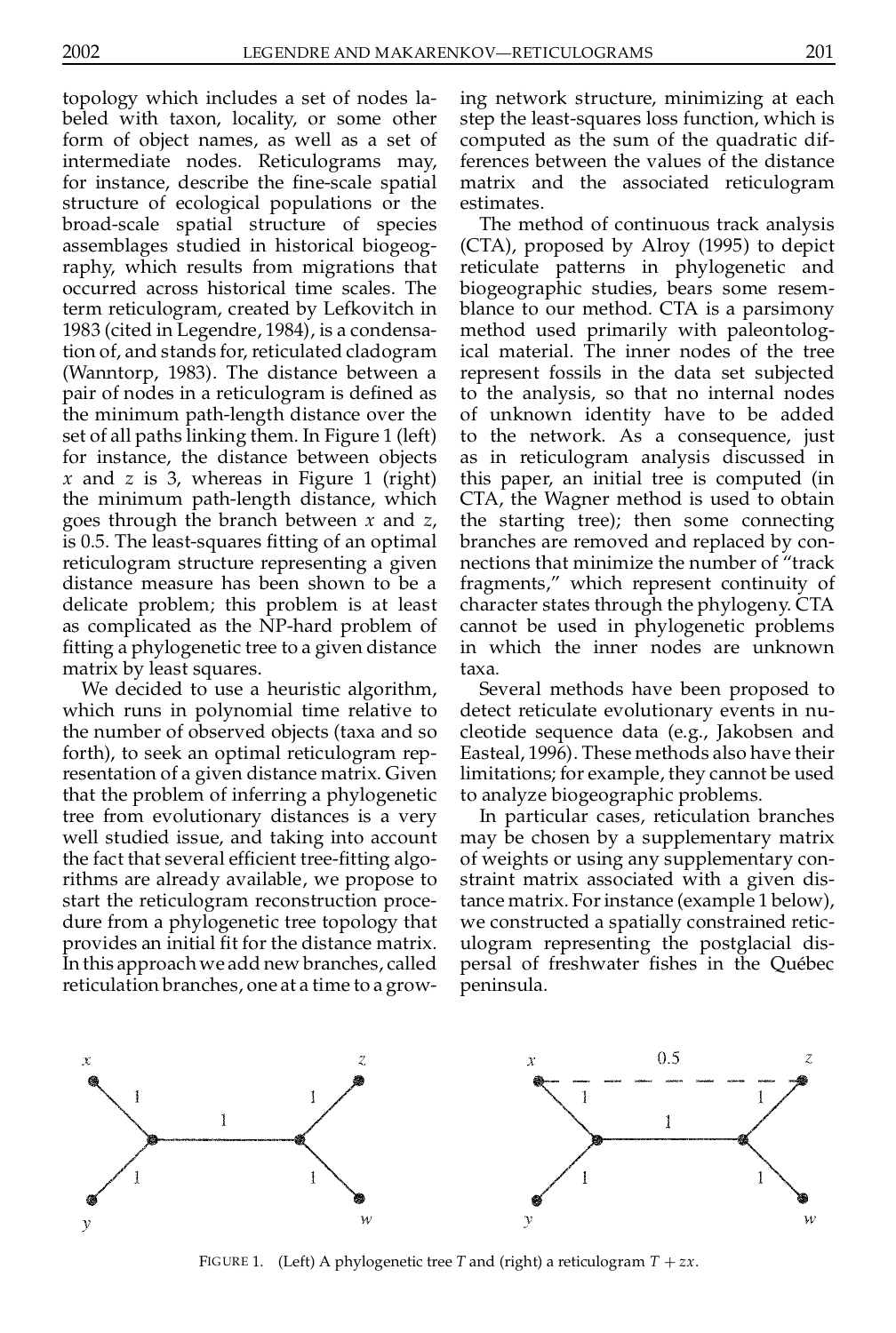topology which includes a set of nodes labeled with taxon, locality, or some other form of object names, as well as a set of intermediate nodes. Reticulograms may, for instance, describe the fine-scale spatial structure of ecological populations or the broad-scale spatial structure of species assemblages studied in historical biogeography, which results from migrations that occurred across historical time scales. The term reticulogram, created by Lefkovitch in 1983 (cited in Legendre, 1984), is a condensation of, and stands for, reticulated cladogram (Wanntorp, 1983). The distance between a pair of nodes in a reticulogram is defined as the minimum path-length distance over the set of all paths linking them. In Figure 1 (left) for instance, the distance between objects $x$ and $z$ is 3, whereas in Figure 1 (right) the minimum path-length distance, which goes through the branch between $x$ and $z$, is 0.5. The least-squares fitting of an optimal reticulogram structure representing a given distance measure has been shown to be a delicate problem; this problem is at least as complicated as the NP-hard problem of fitting a phylogenetic tree to a given distance matrix by least squares.

We decided to use a heuristic algorithm, which runs in polynomial time relative to the number of observed objects (taxa and so forth), to seek an optimal reticulogram representation of a given distance matrix. Given that the problem of inferring a phylogenetic tree from evolutionary distances is a very well studied issue, and taking into account the fact that several efficient tree-fitting algorithms are already available, we propose to start the reticulogram reconstruction procedure from a phylogenetic tree topology that provides an initial fit for the distance matrix. In this approach we add new branches, called reticulation branches, one at a time to a growing network structure, minimizing at each step the least-squares loss function, which is computed as the sum of the quadratic differences between the values of the distance matrix and the associated reticulogram estimates.

The method of continuous track analysis (CTA), proposed by Alroy (1995) to depict reticulate patterns in phylogenetic and biogeographic studies, bears some resemblance to our method. CTA is a parsimony method used primarily with paleontological material. The inner nodes of the tree represent fossils in the data set subjected to the analysis, so that no internal nodes of unknown identity have to be added to the network. As a consequence, just as in reticulogram analysis discussed in this paper, an initial tree is computed (in CTA, the Wagner method is used to obtain the starting tree); then some connecting branches are removed and replaced by connections that minimize the number of "track fragments," which represent continuity of character states through the phylogeny. CTA cannot be used in phylogenetic problems in which the inner nodes are unknown taxa.

Several methods have been proposed to detect reticulate evolutionary events in nucleotide sequence data (e.g., Jakobsen and Easteal, 1996). These methods also have their limitations; for example, they cannot be used to analyze biogeographic problems.

In particular cases, reticulation branches may be chosen by a supplementary matrix of weights or using any supplementary constraint matrix associated with a given distance matrix. For instance (example 1 below), we constructed a spatially constrained reticulogram representing the postglacial dispersal of freshwater fishes in the Québec peninsula.

FIGURE 1. (Left) A phylogenetic tree $T$ and (right) a reticulogram $T + zx$.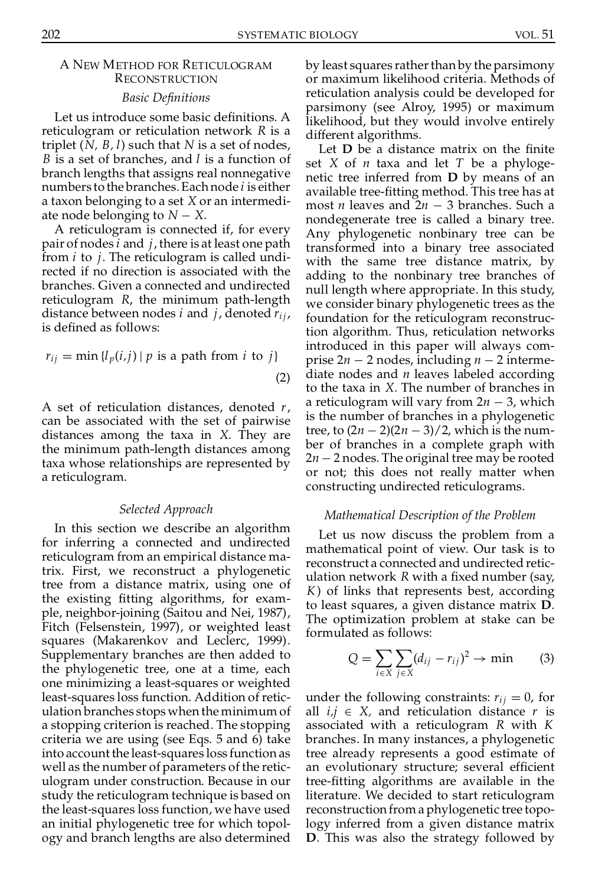## A New Method for Reticulogram Reconstruction

### *Basic Definitions*

Let us introduce some basic definitions. A reticulogram or reticulation network $R$ is a triplet $(N, B, l)$ such that $N$ is a set of nodes, $B$ is a set of branches, and $l$ is a function of branch lengths that assigns real nonnegative numbers to the branches. Each node $i$ is either a taxon belonging to a set $X$ or an intermediate node belonging to $N - X$.

A reticulogram is connected if, for every pair of nodes $i$ and $j$, there is at least one path from $i$ to $j$. The reticulogram is called undirected if no direction is associated with the branches. Given a connected and undirected reticulogram $R$, the minimum path-length distance between nodes $i$ and $j$, denoted $r_{ij}$, is defined as follows:

$$r_{ij} = \min \{l_p(i,j) \mid p \text{ is a path from } i \text{ to } j\} \tag{2}$$

A set of reticulation distances, denoted $r$, can be associated with the set of pairwise distances among the taxa in $X$. They are the minimum path-length distances among taxa whose relationships are represented by a reticulogram.

### *Selected Approach*

In this section we describe an algorithm for inferring a connected and undirected reticulogram from an empirical distance matrix. First, we reconstruct a phylogenetic tree from a distance matrix, using one of the existing fitting algorithms, for example, neighbor-joining (Saitou and Nei, 1987), Fitch (Felsenstein, 1997), or weighted least squares (Makarenkov and Leclerc, 1999). Supplementary branches are then added to the phylogenetic tree, one at a time, each one minimizing a least-squares or weighted least-squares loss function. Addition of reticulation branches stops when the minimum of a stopping criterion is reached. The stopping criteria we are using (see Eqs. 5 and 6) take into account the least-squares loss function as well as the number of parameters of the reticulogram under construction. Because in our study the reticulogram technique is based on the least-squares loss function, we have used an initial phylogenetic tree for which topology and branch lengths are also determined by least squares rather than by the parsimony or maximum likelihood criteria. Methods of reticulation analysis could be developed for parsimony (see Alroy, 1995) or maximum likelihood, but they would involve entirely different algorithms.

Let $\mathbf{D}$ be a distance matrix on the finite set $X$ of $n$ taxa and let $T$ be a phylogenetic tree inferred from $\mathbf{D}$ by means of an available tree-fitting method. This tree has at most $n$ leaves and $2n - 3$ branches. Such a nondegenerate tree is called a binary tree. Any phylogenetic nonbinary tree can be transformed into a binary tree associated with the same tree distance matrix, by adding to the nonbinary tree branches of null length where appropriate. In this study, we consider binary phylogenetic trees as the foundation for the reticulogram reconstruction algorithm. Thus, reticulation networks introduced in this paper will always comprise $2n - 2$ nodes, including $n - 2$ intermediate nodes and $n$ leaves labeled according to the taxa in $X$. The number of branches in a reticulogram will vary from $2n - 3$, which is the number of branches in a phylogenetic tree, to $(2n - 2)(2n - 3)/2$, which is the number of branches in a complete graph with $2n - 2$ nodes. The original tree may be rooted or not; this does not really matter when constructing undirected reticulograms.

### *Mathematical Description of the Problem*

Let us now discuss the problem from a mathematical point of view. Our task is to reconstruct a connected and undirected reticulation network $R$ with a fixed number (say, $K$) of links that represents best, according to least squares, a given distance matrix $\mathbf{D}$. The optimization problem at stake can be formulated as follows:

$$Q = \sum_{i \in X} \sum_{j \in X} (d_{ij} - r_{ij})^2 \rightarrow \min \tag{3}$$

under the following constraints: $r_{ij} = 0$, for all $i,j \in X$, and reticulation distance $r$ is associated with a reticulogram $R$ with $K$ branches. In many instances, a phylogenetic tree already represents a good estimate of an evolutionary structure; several efficient tree-fitting algorithms are available in the literature. We decided to start reticulogram reconstruction from a phylogenetic tree topology inferred from a given distance matrix $\mathbf{D}$. This was also the strategy followed by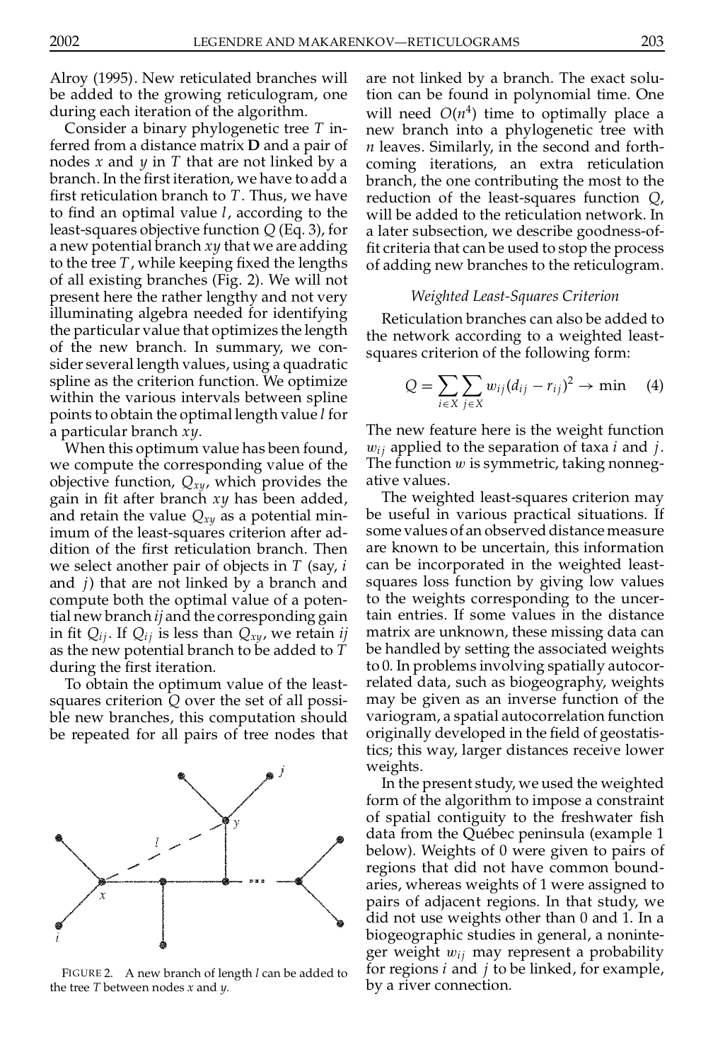Alroy (1995). New reticulated branches will be added to the growing reticulogram, one during each iteration of the algorithm.

Consider a binary phylogenetic tree $T$ inferred from a distance matrix $\mathbf{D}$ and a pair of nodes $x$ and $y$ in $T$ that are not linked by a branch. In the first iteration, we have to add a first reticulation branch to $T$. Thus, we have to find an optimal value $l$, according to the least-squares objective function $Q$ (Eq. 3), for a new potential branch $xy$ that we are adding to the tree $T$, while keeping fixed the lengths of all existing branches (Fig. 2). We will not present here the rather lengthy and not very illuminating algebra needed for identifying the particular value that optimizes the length of the new branch. In summary, we consider several length values, using a quadratic spline as the criterion function. We optimize within the various intervals between spline points to obtain the optimal length value $l$ for a particular branch $xy$.

When this optimum value has been found, we compute the corresponding value of the objective function, $Q_{xy}$, which provides the gain in fit after branch $xy$ has been added, and retain the value $Q_{xy}$ as a potential minimum of the least-squares criterion after addition of the first reticulation branch. Then we select another pair of objects in $T$ (say, $i$ and $j$) that are not linked by a branch and compute both the optimal value of a potential new branch $ij$ and the corresponding gain in fit $Q_{ij}$. If $Q_{ij}$ is less than $Q_{xy}$, we retain $ij$ as the new potential branch to be added to $T$ during the first iteration.

To obtain the optimum value of the least-squares criterion $Q$ over the set of all possible new branches, this computation should be repeated for all pairs of tree nodes that are not linked by a branch. The exact solution can be found in polynomial time. One will need $O(n^4)$ time to optimally place a new branch into a phylogenetic tree with $n$ leaves. Similarly, in the second and forthcoming iterations, an extra reticulation branch, the one contributing the most to the reduction of the least-squares function $Q$, will be added to the reticulation network. In a later subsection, we describe goodness-of-fit criteria that can be used to stop the process of adding new branches to the reticulogram.

FIGURE 2. A new branch of length $l$ can be added to the tree $T$ between nodes $x$ and $y$.

### *Weighted Least-Squares Criterion*

Reticulation branches can also be added to the network according to a weighted least-squares criterion of the following form:

$$Q = \sum_{i \in X} \sum_{j \in X} w_{ij}(d_{ij} - r_{ij})^2 \rightarrow \min \quad (4)$$

The new feature here is the weight function $w_{ij}$ applied to the separation of taxa $i$ and $j$. The function $w$ is symmetric, taking nonnegative values.

The weighted least-squares criterion may be useful in various practical situations. If some values of an observed distance measure are known to be uncertain, this information can be incorporated in the weighted least-squares loss function by giving low values to the weights corresponding to the uncertain entries. If some values in the distance matrix are unknown, these missing data can be handled by setting the associated weights to 0. In problems involving spatially autocorrelated data, such as biogeography, weights may be given as an inverse function of the variogram, a spatial autocorrelation function originally developed in the field of geostatistics; this way, larger distances receive lower weights.

In the present study, we used the weighted form of the algorithm to impose a constraint of spatial contiguity to the freshwater fish data from the Québec peninsula (example 1 below). Weights of 0 were given to pairs of regions that did not have common boundaries, whereas weights of 1 were assigned to pairs of adjacent regions. In that study, we did not use weights other than 0 and 1. In a biogeographic studies in general, a noninteger weight $w_{ij}$ may represent a probability for regions $i$ and $j$ to be linked, for example, by a river connection.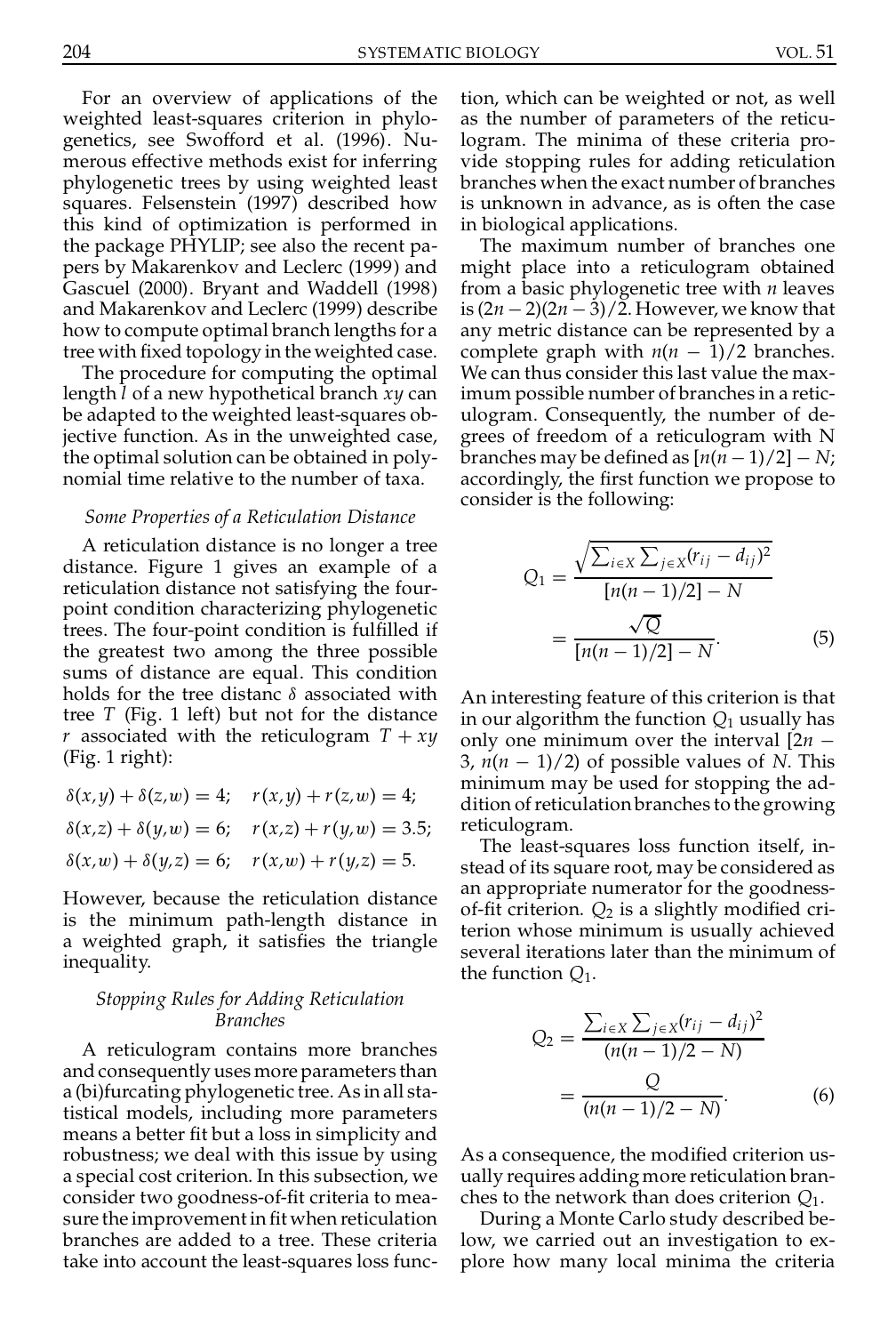For an overview of applications of the weighted least-squares criterion in phylogenetics, see Swofford et al. (1996). Numerous effective methods exist for inferring phylogenetic trees by using weighted least squares. Felsenstein (1997) described how this kind of optimization is performed in the package PHYLIP; see also the recent papers by Makarenkov and Leclerc (1999) and Gascuel (2000). Bryant and Waddell (1998) and Makarenkov and Leclerc (1999) describe how to compute optimal branch lengths for a tree with fixed topology in the weighted case.

The procedure for computing the optimal length $l$ of a new hypothetical branch $xy$ can be adapted to the weighted least-squares objective function. As in the unweighted case, the optimal solution can be obtained in polynomial time relative to the number of taxa.

### *Some Properties of a Reticulation Distance*

A reticulation distance is no longer a tree distance. Figure 1 gives an example of a reticulation distance not satisfying the four-point condition characterizing phylogenetic trees. The four-point condition is fulfilled if the greatest two among the three possible sums of distance are equal. This condition holds for the tree distanc $\delta$ associated with tree $T$ (Fig. 1 left) but not for the distance $r$ associated with the reticulogram $T + xy$ (Fig. 1 right):

$$\delta(x,y) + \delta(z,w) = 4; \quad r(x,y) + r(z,w) = 4;$$
$$\delta(x,z) + \delta(y,w) = 6; \quad r(x,z) + r(y,w) = 3.5;$$
$$\delta(x,w) + \delta(y,z) = 6; \quad r(x,w) + r(y,z) = 5.$$

However, because the reticulation distance is the minimum path-length distance in a weighted graph, it satisfies the triangle inequality.

### *Stopping Rules for Adding Reticulation Branches*

A reticulogram contains more branches and consequently uses more parameters than a (bi)furcating phylogenetic tree. As in all statistical models, including more parameters means a better fit but a loss in simplicity and robustness; we deal with this issue by using a special cost criterion. In this subsection, we consider two goodness-of-fit criteria to measure the improvement in fit when reticulation branches are added to a tree. These criteria take into account the least-squares loss function, which can be weighted or not, as well as the number of parameters of the reticulogram. The minima of these criteria provide stopping rules for adding reticulation branches when the exact number of branches is unknown in advance, as is often the case in biological applications.

The maximum number of branches one might place into a reticulogram obtained from a basic phylogenetic tree with $n$ leaves is $(2n-2)(2n-3)/2$. However, we know that any metric distance can be represented by a complete graph with $n(n-1)/2$ branches. We can thus consider this last value the maximum possible number of branches in a reticulogram. Consequently, the number of degrees of freedom of a reticulogram with N branches may be defined as $[n(n-1)/2] - N$; accordingly, the first function we propose to consider is the following:

$$Q_1 = \frac{\sqrt{\sum_{i \in X} \sum_{j \in X} (r_{ij} - d_{ij})^2}}{[n(n-1)/2] - N} = \frac{\sqrt{Q}}{[n(n-1)/2] - N}. \tag{5}$$

An interesting feature of this criterion is that in our algorithm the function $Q_1$ usually has only one minimum over the interval $[2n - 3, n(n-1)/2)$ of possible values of $N$. This minimum may be used for stopping the addition of reticulation branches to the growing reticulogram.

The least-squares loss function itself, instead of its square root, may be considered as an appropriate numerator for the goodness-of-fit criterion. $Q_2$ is a slightly modified criterion whose minimum is usually achieved several iterations later than the minimum of the function $Q_1$.

$$Q_2 = \frac{\sum_{i \in X} \sum_{j \in X} (r_{ij} - d_{ij})^2}{(n(n-1)/2 - N)} = \frac{Q}{(n(n-1)/2 - N)}. \tag{6}$$

As a consequence, the modified criterion usually requires adding more reticulation branches to the network than does criterion $Q_1$.

During a Monte Carlo study described below, we carried out an investigation to explore how many local minima the criteria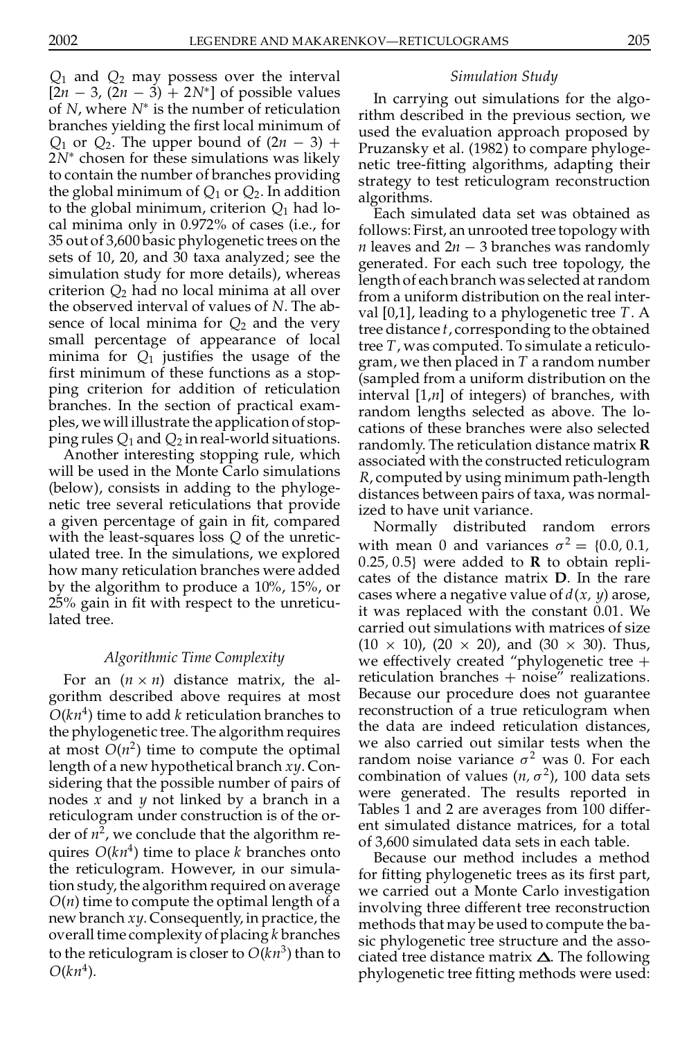$Q_1$ and $Q_2$ may possess over the interval $[2n - 3, (2n - 3) + 2N^*]$ of possible values of $N$, where $N^*$ is the number of reticulation branches yielding the first local minimum of $Q_1$ or $Q_2$. The upper bound of $(2n - 3) + 2N^*$ chosen for these simulations was likely to contain the number of branches providing the global minimum of $Q_1$ or $Q_2$. In addition to the global minimum, criterion $Q_1$ had local minima only in 0.972% of cases (i.e., for 35 out of 3,600 basic phylogenetic trees on the sets of 10, 20, and 30 taxa analyzed; see the simulation study for more details), whereas criterion $Q_2$ had no local minima at all over the observed interval of values of $N$. The absence of local minima for $Q_2$ and the very small percentage of appearance of local minima for $Q_1$ justifies the usage of the first minimum of these functions as a stopping criterion for addition of reticulation branches. In the section of practical examples, we will illustrate the application of stopping rules $Q_1$ and $Q_2$ in real-world situations.

Another interesting stopping rule, which will be used in the Monte Carlo simulations (below), consists in adding to the phylogenetic tree several reticulations that provide a given percentage of gain in fit, compared with the least-squares loss $Q$ of the unreticulated tree. In the simulations, we explored how many reticulation branches were added by the algorithm to produce a 10%, 15%, or 25% gain in fit with respect to the unreticulated tree.

### *Algorithmic Time Complexity*

For an $(n \times n)$ distance matrix, the algorithm described above requires at most $O(kn^4)$ time to add $k$ reticulation branches to the phylogenetic tree. The algorithm requires at most $O(n^2)$ time to compute the optimal length of a new hypothetical branch $xy$. Considering that the possible number of pairs of nodes $x$ and $y$ not linked by a branch in a reticulogram under construction is of the order of $n^2$, we conclude that the algorithm requires $O(kn^4)$ time to place $k$ branches onto the reticulogram. However, in our simulation study, the algorithm required on average $O(n)$ time to compute the optimal length of a new branch $xy$. Consequently, in practice, the overall time complexity of placing $k$ branches to the reticulogram is closer to $O(kn^3)$ than to $O(kn^4)$.

### *Simulation Study*

In carrying out simulations for the algorithm described in the previous section, we used the evaluation approach proposed by Pruzansky et al. (1982) to compare phylogenetic tree-fitting algorithms, adapting their strategy to test reticulogram reconstruction algorithms.

Each simulated data set was obtained as follows: First, an unrooted tree topology with $n$ leaves and $2n - 3$ branches was randomly generated. For each such tree topology, the length of each branch was selected at random from a uniform distribution on the real interval [0,1], leading to a phylogenetic tree $T$. A tree distance $t$, corresponding to the obtained tree $T$, was computed. To simulate a reticulogram, we then placed in $T$ a random number (sampled from a uniform distribution on the interval $[1,n]$ of integers) of branches, with random lengths selected as above. The locations of these branches were also selected randomly. The reticulation distance matrix $\mathbf{R}$ associated with the constructed reticulogram $R$, computed by using minimum path-length distances between pairs of taxa, was normalized to have unit variance.

Normally distributed random errors with mean 0 and variances $\sigma^2 = \{0.0, 0.1, 0.25, 0.5\}$ were added to $\mathbf{R}$ to obtain replicates of the distance matrix $\mathbf{D}$. In the rare cases where a negative value of $d(x, y)$ arose, it was replaced with the constant 0.01. We carried out simulations with matrices of size $(10 \times 10)$, $(20 \times 20)$, and $(30 \times 30)$. Thus, we effectively created "phylogenetic tree + reticulation branches + noise" realizations. Because our procedure does not guarantee reconstruction of a true reticulogram when the data are indeed reticulation distances, we also carried out similar tests when the random noise variance $\sigma^2$ was 0. For each combination of values $(n, \sigma^2)$, 100 data sets were generated. The results reported in Tables 1 and 2 are averages from 100 different simulated distance matrices, for a total of 3,600 simulated data sets in each table.

Because our method includes a method for fitting phylogenetic trees as its first part, we carried out a Monte Carlo investigation involving three different tree reconstruction methods that may be used to compute the basic phylogenetic tree structure and the associated tree distance matrix $\boldsymbol{\Delta}$. The following phylogenetic tree fitting methods were used: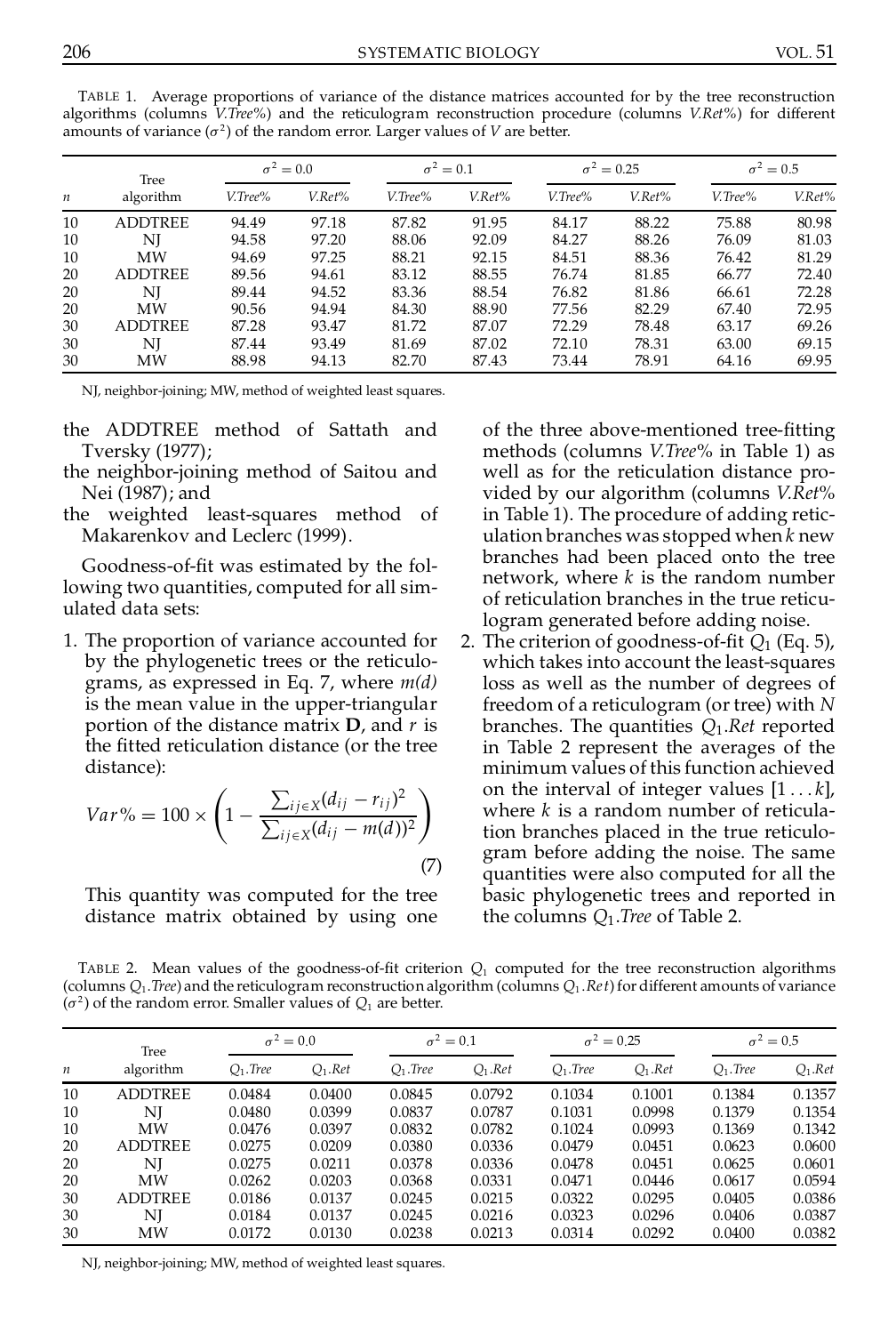TABLE 1. Average proportions of variance of the distance matrices accounted for by the tree reconstruction algorithms (columns *V.Tree%*) and the reticulogram reconstruction procedure (columns *V.Ret%*) for different amounts of variance ($\sigma^2$) of the random error. Larger values of *V* are better.

| $n$ | Tree algorithm | $\sigma^2 = 0.0$ | | $\sigma^2 = 0.1$ | | $\sigma^2 = 0.25$ | | $\sigma^2 = 0.5$ | |
|---|---|---|---|---|---|---|---|---|---|
| | | *V.Tree%* | *V.Ret%* | *V.Tree%* | *V.Ret%* | *V.Tree%* | *V.Ret%* | *V.Tree%* | *V.Ret%* |
| 10 | ADDTREE | 94.49 | 97.18 | 87.82 | 91.95 | 84.17 | 88.22 | 75.88 | 80.98 |
| 10 | NJ | 94.58 | 97.20 | 88.06 | 92.09 | 84.27 | 88.26 | 76.09 | 81.03 |
| 10 | MW | 94.69 | 97.25 | 88.21 | 92.15 | 84.51 | 88.36 | 76.42 | 81.29 |
| 20 | ADDTREE | 89.56 | 94.61 | 83.12 | 88.55 | 76.74 | 81.85 | 66.77 | 72.40 |
| 20 | NJ | 89.44 | 94.52 | 83.36 | 88.54 | 76.82 | 81.86 | 66.61 | 72.28 |
| 20 | MW | 90.56 | 94.94 | 84.30 | 88.90 | 77.56 | 82.29 | 67.40 | 72.95 |
| 30 | ADDTREE | 87.28 | 93.47 | 81.72 | 87.07 | 72.29 | 78.48 | 63.17 | 69.26 |
| 30 | NJ | 87.44 | 93.49 | 81.69 | 87.02 | 72.10 | 78.31 | 63.00 | 69.15 |
| 30 | MW | 88.98 | 94.13 | 82.70 | 87.43 | 73.44 | 78.91 | 64.16 | 69.95 |

NJ, neighbor-joining; MW, method of weighted least squares.

the ADDTREE method of Sattath and Tversky (1977);
the neighbor-joining method of Saitou and Nei (1987); and
the weighted least-squares method of Makarenkov and Leclerc (1999).

Goodness-of-fit was estimated by the following two quantities, computed for all simulated data sets:

1. The proportion of variance accounted for by the phylogenetic trees or the reticulograms, as expressed in Eq. 7, where $m(d)$ is the mean value in the upper-triangular portion of the distance matrix **D**, and $r$ is the fitted reticulation distance (or the tree distance):

$$Var\% = 100 \times \left(1 - \frac{\sum_{ij \in X}(d_{ij} - r_{ij})^2}{\sum_{ij \in X}(d_{ij} - m(d))^2}\right) \tag{7}$$

This quantity was computed for the tree distance matrix obtained by using one of the three above-mentioned tree-fitting methods (columns *V.Tree%* in Table 1) as well as for the reticulation distance provided by our algorithm (columns *V.Ret%* in Table 1). The procedure of adding reticulation branches was stopped when $k$ new branches had been placed onto the tree network, where $k$ is the random number of reticulation branches in the true reticulogram generated before adding noise.

2. The criterion of goodness-of-fit $Q_1$ (Eq. 5), which takes into account the least-squares loss as well as the number of degrees of freedom of a reticulogram (or tree) with $N$ branches. The quantities $Q_1$*.Ret* reported in Table 2 represent the averages of the minimum values of this function achieved on the interval of integer values $[1 \ldots k]$, where $k$ is a random number of reticulation branches placed in the true reticulogram before adding the noise. The same quantities were also computed for all the basic phylogenetic trees and reported in the columns $Q_1$*.Tree* of Table 2.

TABLE 2. Mean values of the goodness-of-fit criterion $Q_1$ computed for the tree reconstruction algorithms (columns $Q_1$*.Tree*) and the reticulogram reconstruction algorithm (columns $Q_1$*.Ret*) for different amounts of variance ($\sigma^2$) of the random error. Smaller values of $Q_1$ are better.

| $n$ | Tree algorithm | $\sigma^2 = 0.0$ | | $\sigma^2 = 0.1$ | | $\sigma^2 = 0.25$ | | $\sigma^2 = 0.5$ | |
|---|---|---|---|---|---|---|---|---|---|
| | | $Q_1$*.Tree* | $Q_1$*.Ret* | $Q_1$*.Tree* | $Q_1$*.Ret* | $Q_1$*.Tree* | $Q_1$*.Ret* | $Q_1$*.Tree* | $Q_1$*.Ret* |
| 10 | ADDTREE | 0.0484 | 0.0400 | 0.0845 | 0.0792 | 0.1034 | 0.1001 | 0.1384 | 0.1357 |
| 10 | NJ | 0.0480 | 0.0399 | 0.0837 | 0.0787 | 0.1031 | 0.0998 | 0.1379 | 0.1354 |
| 10 | MW | 0.0476 | 0.0397 | 0.0832 | 0.0782 | 0.1024 | 0.0993 | 0.1369 | 0.1342 |
| 20 | ADDTREE | 0.0275 | 0.0209 | 0.0380 | 0.0336 | 0.0479 | 0.0451 | 0.0623 | 0.0600 |
| 20 | NJ | 0.0275 | 0.0211 | 0.0378 | 0.0336 | 0.0478 | 0.0451 | 0.0625 | 0.0601 |
| 20 | MW | 0.0262 | 0.0203 | 0.0368 | 0.0331 | 0.0471 | 0.0446 | 0.0617 | 0.0594 |
| 30 | ADDTREE | 0.0186 | 0.0137 | 0.0245 | 0.0215 | 0.0322 | 0.0295 | 0.0405 | 0.0386 |
| 30 | NJ | 0.0184 | 0.0137 | 0.0245 | 0.0216 | 0.0323 | 0.0296 | 0.0406 | 0.0387 |
| 30 | MW | 0.0172 | 0.0130 | 0.0238 | 0.0213 | 0.0314 | 0.0292 | 0.0400 | 0.0382 |

NJ, neighbor-joining; MW, method of weighted least squares.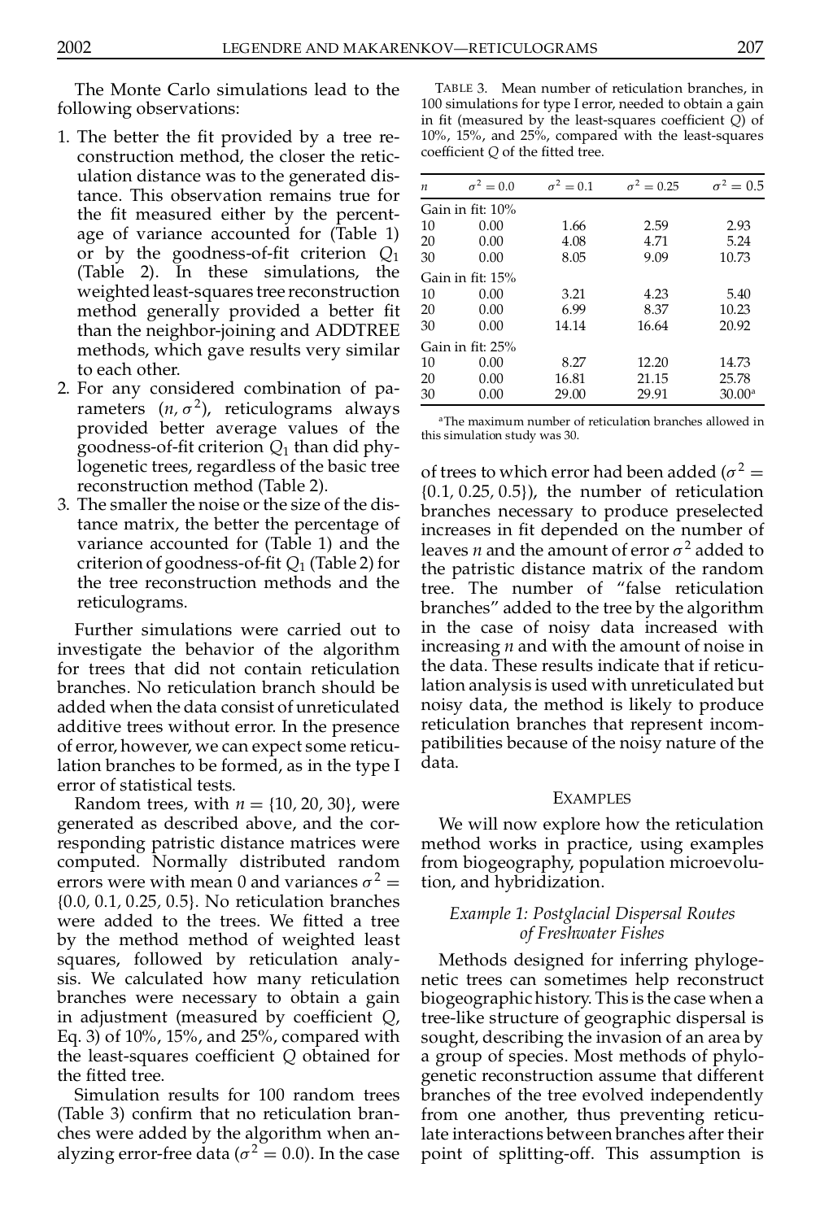The Monte Carlo simulations lead to the following observations:

1. The better the fit provided by a tree reconstruction method, the closer the reticulation distance was to the generated distance. This observation remains true for the fit measured either by the percentage of variance accounted for (Table 1) or by the goodness-of-fit criterion $Q_1$ (Table 2). In these simulations, the weighted least-squares tree reconstruction method generally provided a better fit than the neighbor-joining and ADDTREE methods, which gave results very similar to each other.
2. For any considered combination of parameters $(n, \sigma^2)$, reticulograms always provided better average values of the goodness-of-fit criterion $Q_1$ than did phylogenetic trees, regardless of the basic tree reconstruction method (Table 2).
3. The smaller the noise or the size of the distance matrix, the better the percentage of variance accounted for (Table 1) and the criterion of goodness-of-fit $Q_1$ (Table 2) for the tree reconstruction methods and the reticulograms.

Further simulations were carried out to investigate the behavior of the algorithm for trees that did not contain reticulation branches. No reticulation branch should be added when the data consist of unreticulated additive trees without error. In the presence of error, however, we can expect some reticulation branches to be formed, as in the type I error of statistical tests.

Random trees, with $n = \{10, 20, 30\}$, were generated as described above, and the corresponding patristic distance matrices were computed. Normally distributed random errors were with mean 0 and variances $\sigma^2 = \{0.0, 0.1, 0.25, 0.5\}$. No reticulation branches were added to the trees. We fitted a tree by the method method of weighted least squares, followed by reticulation analysis. We calculated how many reticulation branches were necessary to obtain a gain in adjustment (measured by coefficient $Q$, Eq. 3) of 10%, 15%, and 25%, compared with the least-squares coefficient $Q$ obtained for the fitted tree.

Simulation results for 100 random trees (Table 3) confirm that no reticulation branches were added by the algorithm when analyzing error-free data ($\sigma^2 = 0.0$). In the case of trees to which error had been added ($\sigma^2 = \{0.1, 0.25, 0.5\}$), the number of reticulation branches necessary to produce preselected increases in fit depended on the number of leaves $n$ and the amount of error $\sigma^2$ added to the patristic distance matrix of the random tree. The number of "false reticulation branches" added to the tree by the algorithm in the case of noisy data increased with increasing $n$ and with the amount of noise in the data. These results indicate that if reticulation analysis is used with unreticulated but noisy data, the method is likely to produce reticulation branches that represent incompatibilities because of the noisy nature of the data.

TABLE 3. Mean number of reticulation branches, in 100 simulations for type I error, needed to obtain a gain in fit (measured by the least-squares coefficient $Q$) of 10%, 15%, and 25%, compared with the least-squares coefficient $Q$ of the fitted tree.

| $n$ | $\sigma^2 = 0.0$ | $\sigma^2 = 0.1$ | $\sigma^2 = 0.25$ | $\sigma^2 = 0.5$ |
|---|---|---|---|---|
| Gain in fit: 10% | | | | |
| 10 | 0.00 | 1.66 | 2.59 | 2.93 |
| 20 | 0.00 | 4.08 | 4.71 | 5.24 |
| 30 | 0.00 | 8.05 | 9.09 | 10.73 |
| Gain in fit: 15% | | | | |
| 10 | 0.00 | 3.21 | 4.23 | 5.40 |
| 20 | 0.00 | 6.99 | 8.37 | 10.23 |
| 30 | 0.00 | 14.14 | 16.64 | 20.92 |
| Gain in fit: 25% | | | | |
| 10 | 0.00 | 8.27 | 12.20 | 14.73 |
| 20 | 0.00 | 16.81 | 21.15 | 25.78 |
| 30 | 0.00 | 29.00 | 29.91 | 30.00[a] |

[a]The maximum number of reticulation branches allowed in this simulation study was 30.

## EXAMPLES

We will now explore how the reticulation method works in practice, using examples from biogeography, population microevolution, and hybridization.

### *Example 1: Postglacial Dispersal Routes of Freshwater Fishes*

Methods designed for inferring phylogenetic trees can sometimes help reconstruct biogeographic history. This is the case when a tree-like structure of geographic dispersal is sought, describing the invasion of an area by a group of species. Most methods of phylogenetic reconstruction assume that different branches of the tree evolved independently from one another, thus preventing reticulate interactions between branches after their point of splitting-off. This assumption is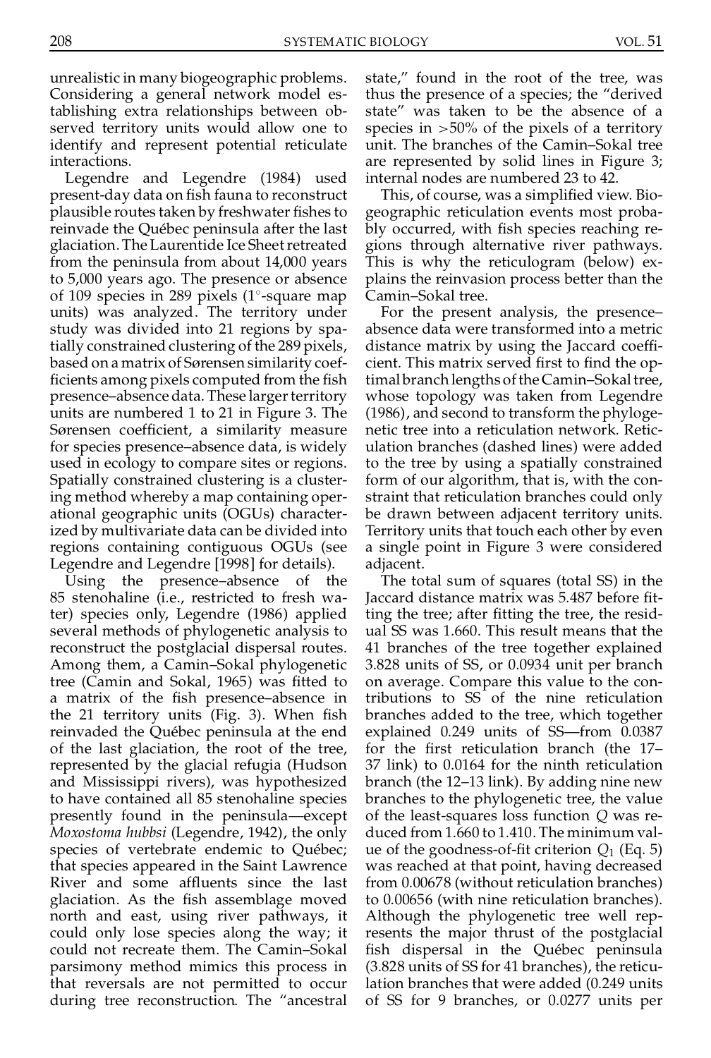unrealistic in many biogeographic problems. Considering a general network model establishing extra relationships between observed territory units would allow one to identify and represent potential reticulate interactions.

Legendre and Legendre (1984) used present-day data on fish fauna to reconstruct plausible routes taken by freshwater fishes to reinvade the Québec peninsula after the last glaciation. The Laurentide Ice Sheet retreated from the peninsula from about 14,000 years to 5,000 years ago. The presence or absence of 109 species in 289 pixels (1°-square map units) was analyzed. The territory under study was divided into 21 regions by spatially constrained clustering of the 289 pixels, based on a matrix of Sørensen similarity coefficients among pixels computed from the fish presence–absence data. These larger territory units are numbered 1 to 21 in Figure 3. The Sørensen coefficient, a similarity measure for species presence–absence data, is widely used in ecology to compare sites or regions. Spatially constrained clustering is a clustering method whereby a map containing operational geographic units (OGUs) characterized by multivariate data can be divided into regions containing contiguous OGUs (see Legendre and Legendre [1998] for details).

Using the presence–absence of the 85 stenohaline (i.e., restricted to fresh water) species only, Legendre (1986) applied several methods of phylogenetic analysis to reconstruct the postglacial dispersal routes. Among them, a Camin–Sokal phylogenetic tree (Camin and Sokal, 1965) was fitted to a matrix of the fish presence–absence in the 21 territory units (Fig. 3). When fish reinvaded the Québec peninsula at the end of the last glaciation, the root of the tree, represented by the glacial refugia (Hudson and Mississippi rivers), was hypothesized to have contained all 85 stenohaline species presently found in the peninsula—except *Moxostoma hubbsi* (Legendre, 1942), the only species of vertebrate endemic to Québec; that species appeared in the Saint Lawrence River and some affluents since the last glaciation. As the fish assemblage moved north and east, using river pathways, it could only lose species along the way; it could not recreate them. The Camin–Sokal parsimony method mimics this process in that reversals are not permitted to occur during tree reconstruction. The "ancestral state," found in the root of the tree, was thus the presence of a species; the "derived state" was taken to be the absence of a species in >50% of the pixels of a territory unit. The branches of the Camin–Sokal tree are represented by solid lines in Figure 3; internal nodes are numbered 23 to 42.

This, of course, was a simplified view. Biogeographic reticulation events most probably occurred, with fish species reaching regions through alternative river pathways. This is why the reticulogram (below) explains the reinvasion process better than the Camin–Sokal tree.

For the present analysis, the presence–absence data were transformed into a metric distance matrix by using the Jaccard coefficient. This matrix served first to find the optimal branch lengths of the Camin–Sokal tree, whose topology was taken from Legendre (1986), and second to transform the phylogenetic tree into a reticulation network. Reticulation branches (dashed lines) were added to the tree by using a spatially constrained form of our algorithm, that is, with the constraint that reticulation branches could only be drawn between adjacent territory units. Territory units that touch each other by even a single point in Figure 3 were considered adjacent.

The total sum of squares (total SS) in the Jaccard distance matrix was 5.487 before fitting the tree; after fitting the tree, the residual SS was 1.660. This result means that the 41 branches of the tree together explained 3.828 units of SS, or 0.0934 unit per branch on average. Compare this value to the contributions to SS of the nine reticulation branches added to the tree, which together explained 0.249 units of SS—from 0.0387 for the first reticulation branch (the 17–37 link) to 0.0164 for the ninth reticulation branch (the 12–13 link). By adding nine new branches to the phylogenetic tree, the value of the least-squares loss function $Q$ was reduced from 1.660 to 1.410. The minimum value of the goodness-of-fit criterion $Q_1$ (Eq. 5) was reached at that point, having decreased from 0.00678 (without reticulation branches) to 0.00656 (with nine reticulation branches). Although the phylogenetic tree well represents the major thrust of the postglacial fish dispersal in the Québec peninsula (3.828 units of SS for 41 branches), the reticulation branches that were added (0.249 units of SS for 9 branches, or 0.0277 units per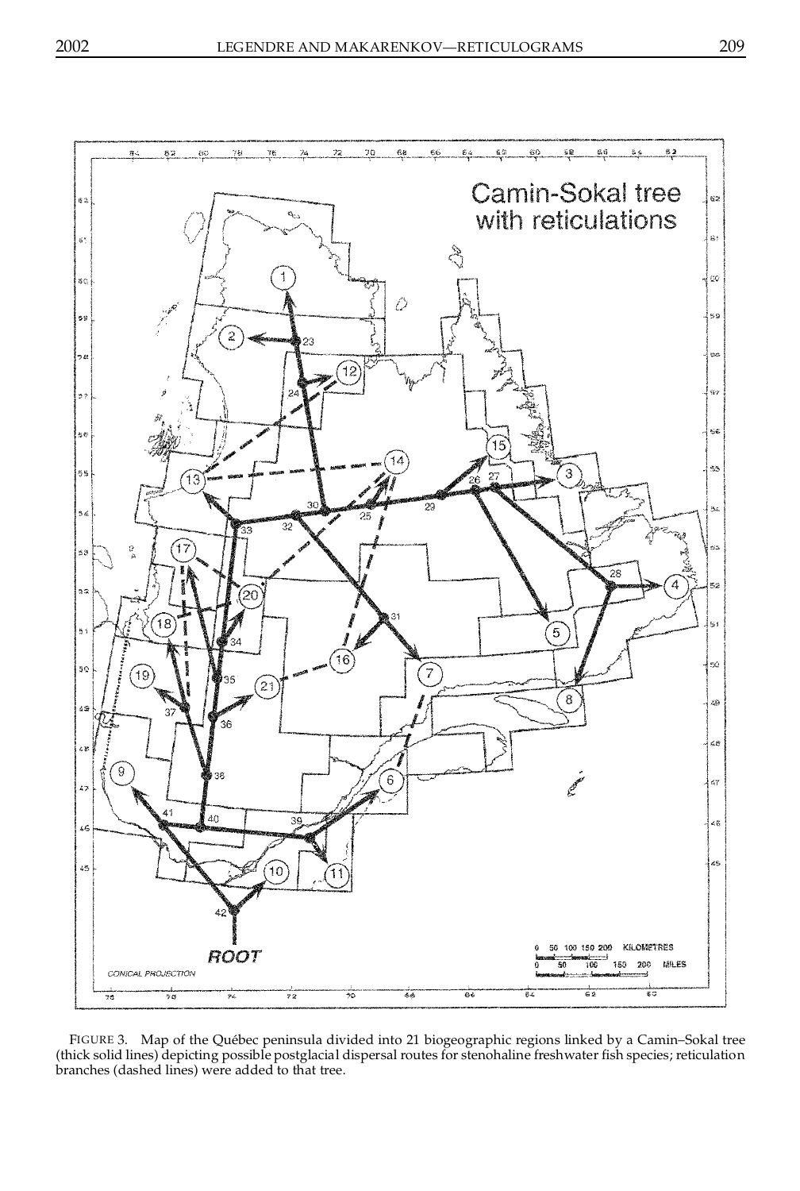FIGURE 3. Map of the Québec peninsula divided into 21 biogeographic regions linked by a Camin–Sokal tree (thick solid lines) depicting possible postglacial dispersal routes for stenohaline freshwater fish species; reticulation branches (dashed lines) were added to that tree.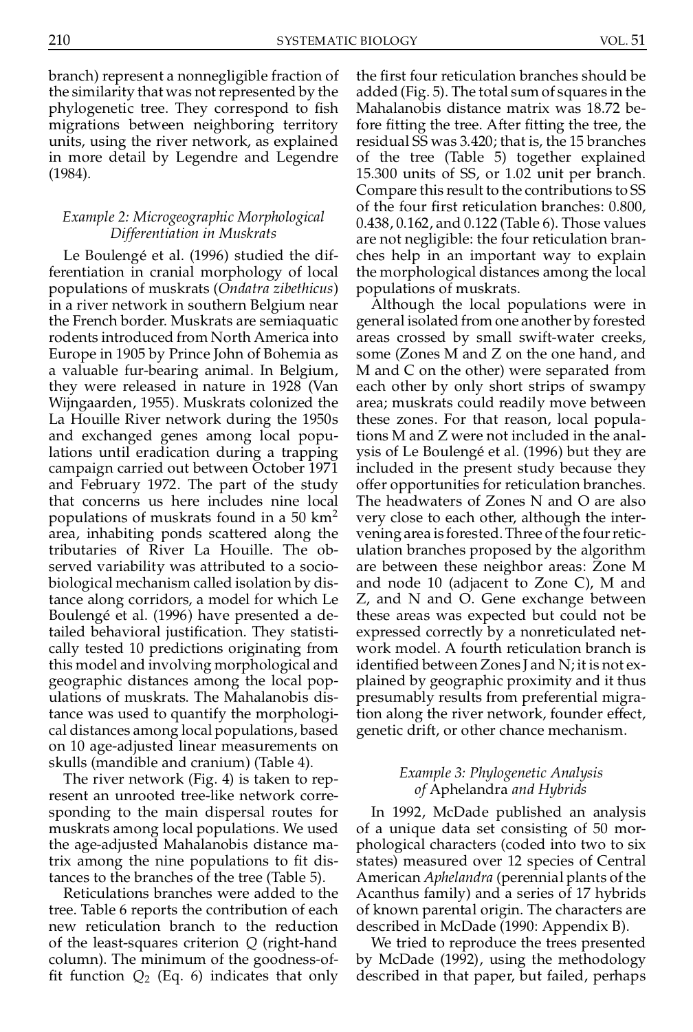branch) represent a nonnegligible fraction of the similarity that was not represented by the phylogenetic tree. They correspond to fish migrations between neighboring territory units, using the river network, as explained in more detail by Legendre and Legendre (1984).

### *Example 2: Microgeographic Morphological Differentiation in Muskrats*

Le Boulengé et al. (1996) studied the differentiation in cranial morphology of local populations of muskrats (*Ondatra zibethicus*) in a river network in southern Belgium near the French border. Muskrats are semiaquatic rodents introduced from North America into Europe in 1905 by Prince John of Bohemia as a valuable fur-bearing animal. In Belgium, they were released in nature in 1928 (Van Wijngaarden, 1955). Muskrats colonized the La Houille River network during the 1950s and exchanged genes among local populations until eradication during a trapping campaign carried out between October 1971 and February 1972. The part of the study that concerns us here includes nine local populations of muskrats found in a 50 km$^2$ area, inhabiting ponds scattered along the tributaries of River La Houille. The observed variability was attributed to a sociobiological mechanism called isolation by distance along corridors, a model for which Le Boulengé et al. (1996) have presented a detailed behavioral justification. They statistically tested 10 predictions originating from this model and involving morphological and geographic distances among the local populations of muskrats. The Mahalanobis distance was used to quantify the morphological distances among local populations, based on 10 age-adjusted linear measurements on skulls (mandible and cranium) (Table 4).

The river network (Fig. 4) is taken to represent an unrooted tree-like network corresponding to the main dispersal routes for muskrats among local populations. We used the age-adjusted Mahalanobis distance matrix among the nine populations to fit distances to the branches of the tree (Table 5).

Reticulations branches were added to the tree. Table 6 reports the contribution of each new reticulation branch to the reduction of the least-squares criterion $Q$ (right-hand column). The minimum of the goodness-of-fit function $Q_2$ (Eq. 6) indicates that only the first four reticulation branches should be added (Fig. 5). The total sum of squares in the Mahalanobis distance matrix was 18.72 before fitting the tree. After fitting the tree, the residual SS was 3.420; that is, the 15 branches of the tree (Table 5) together explained 15.300 units of SS, or 1.02 unit per branch. Compare this result to the contributions to SS of the four first reticulation branches: 0.800, 0.438, 0.162, and 0.122 (Table 6). Those values are not negligible: the four reticulation branches help in an important way to explain the morphological distances among the local populations of muskrats.

Although the local populations were in general isolated from one another by forested areas crossed by small swift-water creeks, some (Zones M and Z on the one hand, and M and C on the other) were separated from each other by only short strips of swampy area; muskrats could readily move between these zones. For that reason, local populations M and Z were not included in the analysis of Le Boulengé et al. (1996) but they are included in the present study because they offer opportunities for reticulation branches. The headwaters of Zones N and O are also very close to each other, although the intervening area is forested. Three of the four reticulation branches proposed by the algorithm are between these neighbor areas: Zone M and node 10 (adjacent to Zone C), M and Z, and N and O. Gene exchange between these areas was expected but could not be expressed correctly by a nonreticulated network model. A fourth reticulation branch is identified between Zones J and N; it is not explained by geographic proximity and it thus presumably results from preferential migration along the river network, founder effect, genetic drift, or other chance mechanism.

### *Example 3: Phylogenetic Analysis of* Aphelandra *and Hybrids*

In 1992, McDade published an analysis of a unique data set consisting of 50 morphological characters (coded into two to six states) measured over 12 species of Central American *Aphelandra* (perennial plants of the Acanthus family) and a series of 17 hybrids of known parental origin. The characters are described in McDade (1990: Appendix B).

We tried to reproduce the trees presented by McDade (1992), using the methodology described in that paper, but failed, perhaps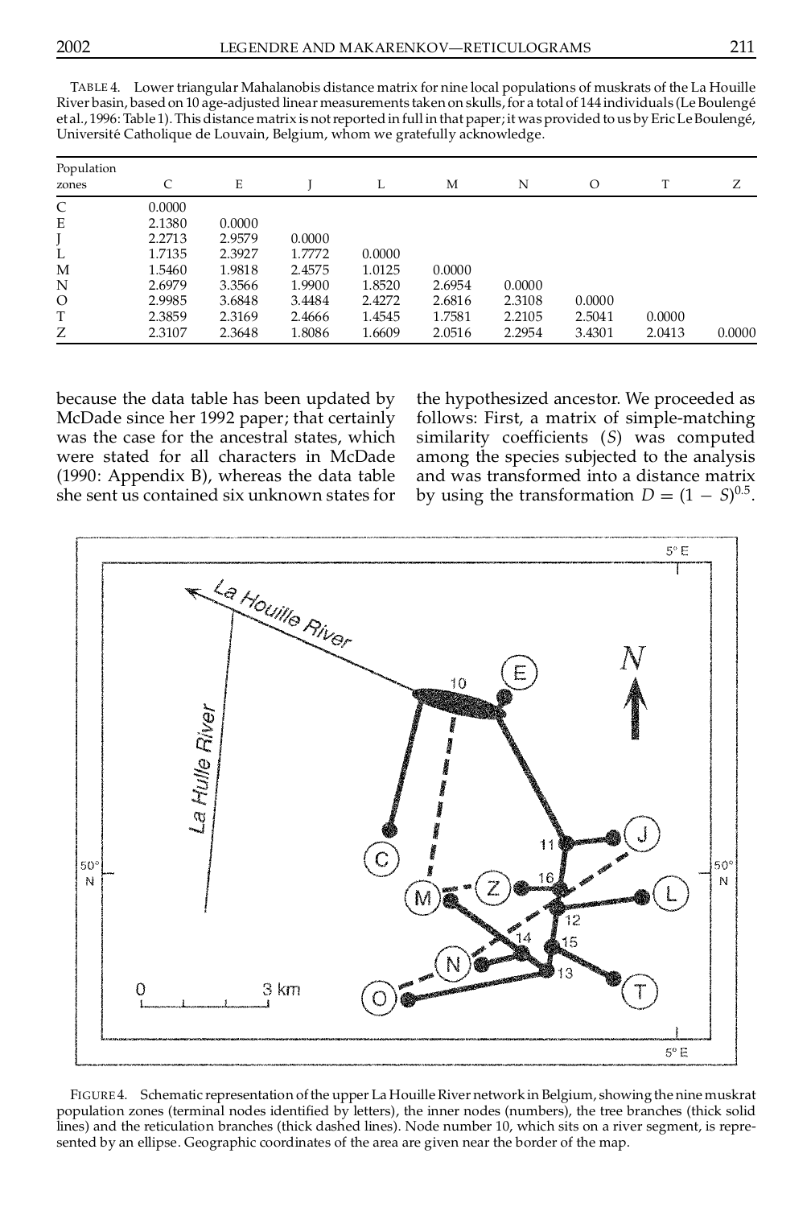TABLE 4. Lower triangular Mahalanobis distance matrix for nine local populations of muskrats of the La Houille River basin, based on 10 age-adjusted linear measurements taken on skulls, for a total of 144 individuals (Le Boulengé et al., 1996: Table 1). This distance matrix is not reported in full in that paper; it was provided to us by Eric Le Boulengé, Université Catholique de Louvain, Belgium, whom we gratefully acknowledge.

| Population zones | C | E | J | L | M | N | O | T | Z |
|---|---|---|---|---|---|---|---|---|---|
| C | 0.0000 | | | | | | | | |
| E | 2.1380 | 0.0000 | | | | | | | |
| J | 2.2713 | 2.9579 | 0.0000 | | | | | | |
| L | 1.7135 | 2.3927 | 1.7772 | 0.0000 | | | | | |
| M | 1.5460 | 1.9818 | 2.4575 | 1.0125 | 0.0000 | | | | |
| N | 2.6979 | 3.3566 | 1.9900 | 1.8520 | 2.6954 | 0.0000 | | | |
| O | 2.9985 | 3.6848 | 3.4484 | 2.4272 | 2.6816 | 2.3108 | 0.0000 | | |
| T | 2.3859 | 2.3169 | 2.4666 | 1.4545 | 1.7581 | 2.2105 | 2.5041 | 0.0000 | |
| Z | 2.3107 | 2.3648 | 1.8086 | 1.6609 | 2.0516 | 2.2954 | 3.4301 | 2.0413 | 0.0000 |

because the data table has been updated by McDade since her 1992 paper; that certainly was the case for the ancestral states, which were stated for all characters in McDade (1990: Appendix B), whereas the data table she sent us contained six unknown states for the hypothesized ancestor. We proceeded as follows: First, a matrix of simple-matching similarity coefficients ($S$) was computed among the species subjected to the analysis and was transformed into a distance matrix by using the transformation $D = (1 - S)^{0.5}$.

FIGURE 4. Schematic representation of the upper La Houille River network in Belgium, showing the nine muskrat population zones (terminal nodes identified by letters), the inner nodes (numbers), the tree branches (thick solid lines) and the reticulation branches (thick dashed lines). Node number 10, which sits on a river segment, is represented by an ellipse. Geographic coordinates of the area are given near the border of the map.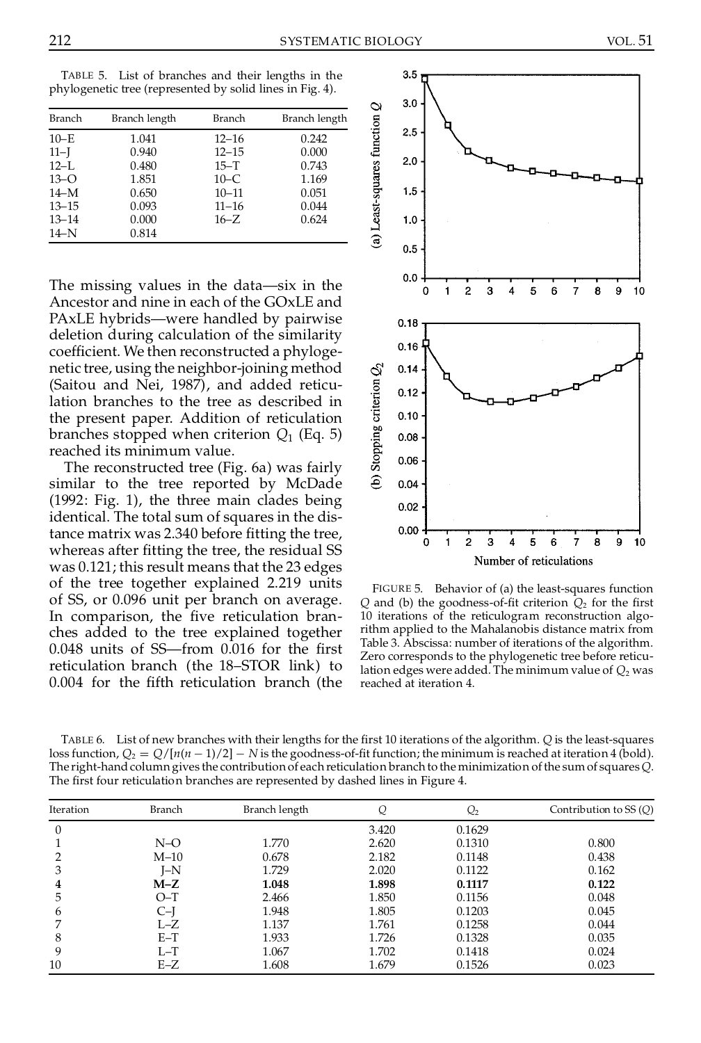TABLE 5. List of branches and their lengths in the phylogenetic tree (represented by solid lines in Fig. 4).

| Branch | Branch length | Branch | Branch length |
|---|---|---|---|
| 10–E | 1.041 | 12–16 | 0.242 |
| 11–J | 0.940 | 12–15 | 0.000 |
| 12–L | 0.480 | 15–T | 0.743 |
| 13–O | 1.851 | 10–C | 1.169 |
| 14–M | 0.650 | 10–11 | 0.051 |
| 13–15 | 0.093 | 11–16 | 0.044 |
| 13–14 | 0.000 | 16–Z | 0.624 |
| 14–N | 0.814 | | |

The missing values in the data—six in the Ancestor and nine in each of the GOxLE and PAxLE hybrids—were handled by pairwise deletion during calculation of the similarity coefficient. We then reconstructed a phylogenetic tree, using the neighbor-joining method (Saitou and Nei, 1987), and added reticulation branches to the tree as described in the present paper. Addition of reticulation branches stopped when criterion $Q_1$ (Eq. 5) reached its minimum value.

The reconstructed tree (Fig. 6a) was fairly similar to the tree reported by McDade (1992: Fig. 1), the three main clades being identical. The total sum of squares in the distance matrix was 2.340 before fitting the tree, whereas after fitting the tree, the residual SS was 0.121; this result means that the 23 edges of the tree together explained 2.219 units of SS, or 0.096 unit per branch on average. In comparison, the five reticulation branches added to the tree explained together 0.048 units of SS—from 0.016 for the first reticulation branch (the 18–STOR link) to 0.004 for the fifth reticulation branch (the

FIGURE 5. Behavior of (a) the least-squares function $Q$ and (b) the goodness-of-fit criterion $Q_2$ for the first 10 iterations of the reticulogram reconstruction algorithm applied to the Mahalanobis distance matrix from Table 3. Abscissa: number of iterations of the algorithm. Zero corresponds to the phylogenetic tree before reticulation edges were added. The minimum value of $Q_2$ was reached at iteration 4.

TABLE 6. List of new branches with their lengths for the first 10 iterations of the algorithm. $Q$ is the least-squares loss function, $Q_2 = Q/[n(n-1)/2] - N$ is the goodness-of-fit function; the minimum is reached at iteration 4 (bold). The right-hand column gives the contribution of each reticulation branch to the minimization of the sum of squares $Q$. The first four reticulation branches are represented by dashed lines in Figure 4.

| Iteration | Branch | Branch length | $Q$ | $Q_2$ | Contribution to SS ($Q$) |
|---|---|---|---|---|---|
| 0 | | | 3.420 | 0.1629 | |
| 1 | N–O | 1.770 | 2.620 | 0.1310 | 0.800 |
| 2 | M–10 | 0.678 | 2.182 | 0.1148 | 0.438 |
| 3 | J–N | 1.729 | 2.020 | 0.1122 | 0.162 |
| **4** | **M–Z** | **1.048** | **1.898** | **0.1117** | **0.122** |
| 5 | O–T | 2.466 | 1.850 | 0.1156 | 0.048 |
| 6 | C–J | 1.948 | 1.805 | 0.1203 | 0.045 |
| 7 | L–Z | 1.137 | 1.761 | 0.1258 | 0.044 |
| 8 | E–T | 1.933 | 1.726 | 0.1328 | 0.035 |
| 9 | L–T | 1.067 | 1.702 | 0.1418 | 0.024 |
| 10 | E–Z | 1.608 | 1.679 | 0.1526 | 0.023 |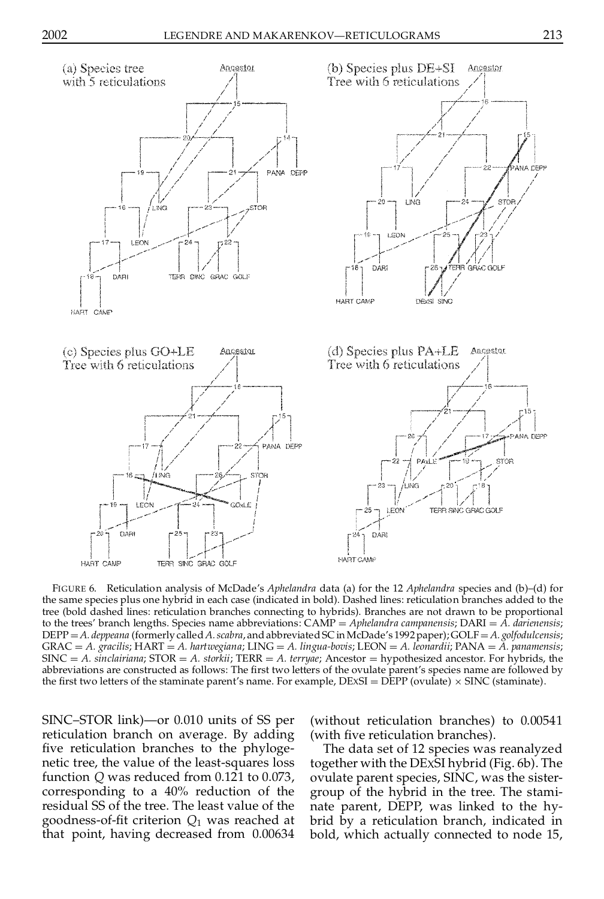FIGURE 6. Reticulation analysis of McDade's *Aphelandra* data (a) for the 12 *Aphelandra* species and (b)–(d) for the same species plus one hybrid in each case (indicated in bold). Dashed lines: reticulation branches added to the tree (bold dashed lines: reticulation branches connecting to hybrids). Branches are not drawn to be proportional to the trees' branch lengths. Species name abbreviations: CAMP = *Aphelandra campanensis*; DARI = *A. darienensis*; DEPP = *A. deppeana* (formerly called *A. scabra*, and abbreviated SC in McDade's 1992 paper); GOLF = *A. golfodulcensis*; GRAC = *A. gracilis*; HART = *A. hartwegiana*; LING = *A. lingua-bovis*; LEON = *A. leonardii*; PANA = *A. panamensis*; SINC = *A. sinclairiana*; STOR = *A. storkii*; TERR = *A. terryae*; Ancestor = hypothesized ancestor. For hybrids, the abbreviations are constructed as follows: The first two letters of the ovulate parent's species name are followed by the first two letters of the staminate parent's name. For example, DExSI = DEPP (ovulate) × SINC (staminate).

SINC–STOR link)—or 0.010 units of SS per reticulation branch on average. By adding five reticulation branches to the phylogenetic tree, the value of the least-squares loss function $Q$ was reduced from 0.121 to 0.073, corresponding to a 40% reduction of the residual SS of the tree. The least value of the goodness-of-fit criterion $Q_1$ was reached at that point, having decreased from 0.00634 (without reticulation branches) to 0.00541 (with five reticulation branches).

The data set of 12 species was reanalyzed together with the DExSI hybrid (Fig. 6b). The ovulate parent species, SINC, was the sister-group of the hybrid in the tree. The staminate parent, DEPP, was linked to the hybrid by a reticulation branch, indicated in bold, which actually connected to node 15,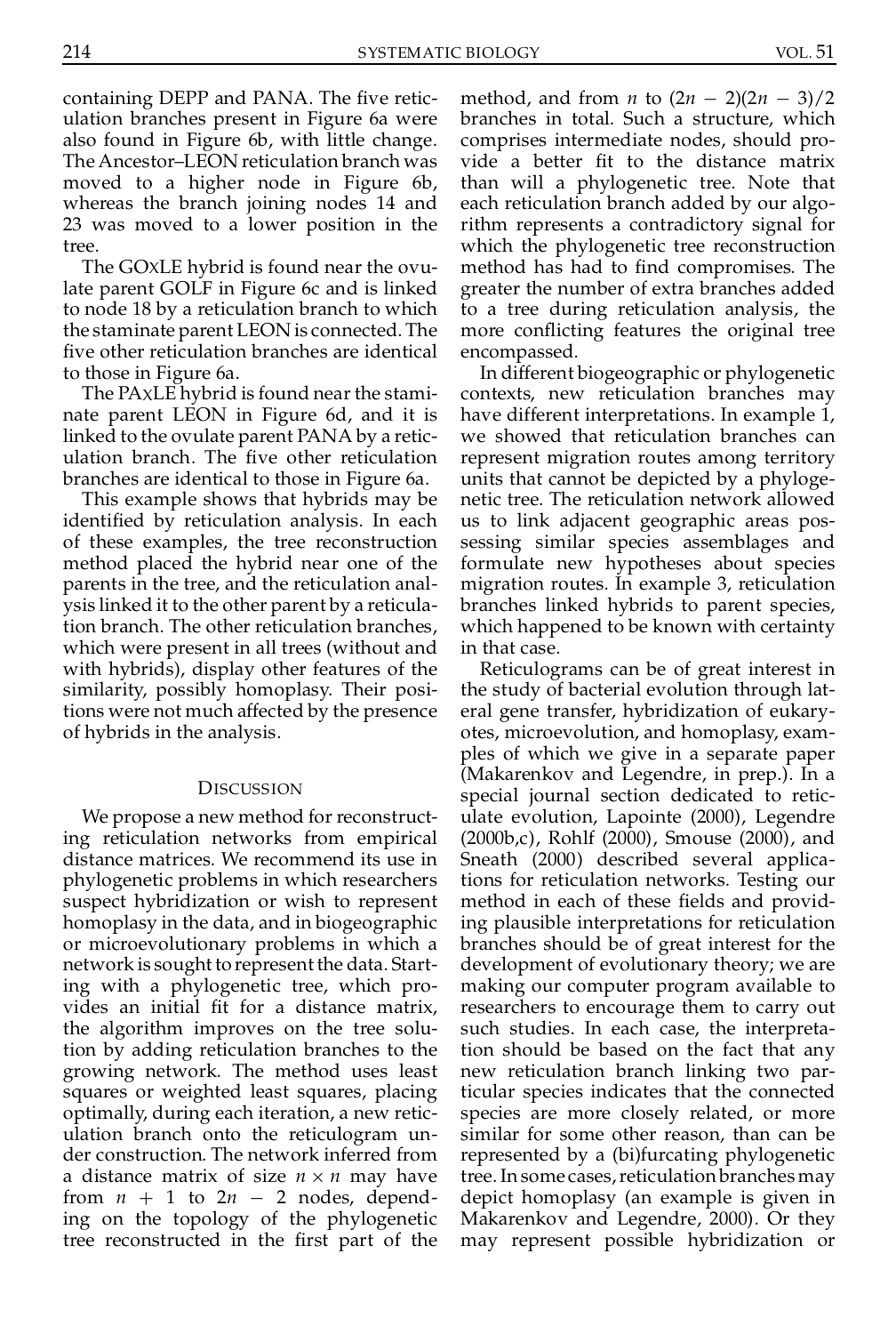containing DEPP and PANA. The five reticulation branches present in Figure 6a were also found in Figure 6b, with little change. The Ancestor–LEON reticulation branch was moved to a higher node in Figure 6b, whereas the branch joining nodes 14 and 23 was moved to a lower position in the tree.

The GOXLE hybrid is found near the ovulate parent GOLF in Figure 6c and is linked to node 18 by a reticulation branch to which the staminate parent LEON is connected. The five other reticulation branches are identical to those in Figure 6a.

The PAXLE hybrid is found near the staminate parent LEON in Figure 6d, and it is linked to the ovulate parent PANA by a reticulation branch. The five other reticulation branches are identical to those in Figure 6a.

This example shows that hybrids may be identified by reticulation analysis. In each of these examples, the tree reconstruction method placed the hybrid near one of the parents in the tree, and the reticulation analysis linked it to the other parent by a reticulation branch. The other reticulation branches, which were present in all trees (without and with hybrids), display other features of the similarity, possibly homoplasy. Their positions were not much affected by the presence of hybrids in the analysis.

## Discussion

We propose a new method for reconstructing reticulation networks from empirical distance matrices. We recommend its use in phylogenetic problems in which researchers suspect hybridization or wish to represent homoplasy in the data, and in biogeographic or microevolutionary problems in which a network is sought to represent the data. Starting with a phylogenetic tree, which provides an initial fit for a distance matrix, the algorithm improves on the tree solution by adding reticulation branches to the growing network. The method uses least squares or weighted least squares, placing optimally, during each iteration, a new reticulation branch onto the reticulogram under construction. The network inferred from a distance matrix of size $n \times n$ may have from $n + 1$ to $2n - 2$ nodes, depending on the topology of the phylogenetic tree reconstructed in the first part of the method, and from $n$ to $(2n - 2)(2n - 3)/2$ branches in total. Such a structure, which comprises intermediate nodes, should provide a better fit to the distance matrix than will a phylogenetic tree. Note that each reticulation branch added by our algorithm represents a contradictory signal for which the phylogenetic tree reconstruction method has had to find compromises. The greater the number of extra branches added to a tree during reticulation analysis, the more conflicting features the original tree encompassed.

In different biogeographic or phylogenetic contexts, new reticulation branches may have different interpretations. In example 1, we showed that reticulation branches can represent migration routes among territory units that cannot be depicted by a phylogenetic tree. The reticulation network allowed us to link adjacent geographic areas possessing similar species assemblages and formulate new hypotheses about species migration routes. In example 3, reticulation branches linked hybrids to parent species, which happened to be known with certainty in that case.

Reticulograms can be of great interest in the study of bacterial evolution through lateral gene transfer, hybridization of eukaryotes, microevolution, and homoplasy, examples of which we give in a separate paper (Makarenkov and Legendre, in prep.). In a special journal section dedicated to reticulate evolution, Lapointe (2000), Legendre (2000b,c), Rohlf (2000), Smouse (2000), and Sneath (2000) described several applications for reticulation networks. Testing our method in each of these fields and providing plausible interpretations for reticulation branches should be of great interest for the development of evolutionary theory; we are making our computer program available to researchers to encourage them to carry out such studies. In each case, the interpretation should be based on the fact that any new reticulation branch linking two particular species indicates that the connected species are more closely related, or more similar for some other reason, than can be represented by a (bi)furcating phylogenetic tree. In some cases, reticulation branches may depict homoplasy (an example is given in Makarenkov and Legendre, 2000). Or they may represent possible hybridization or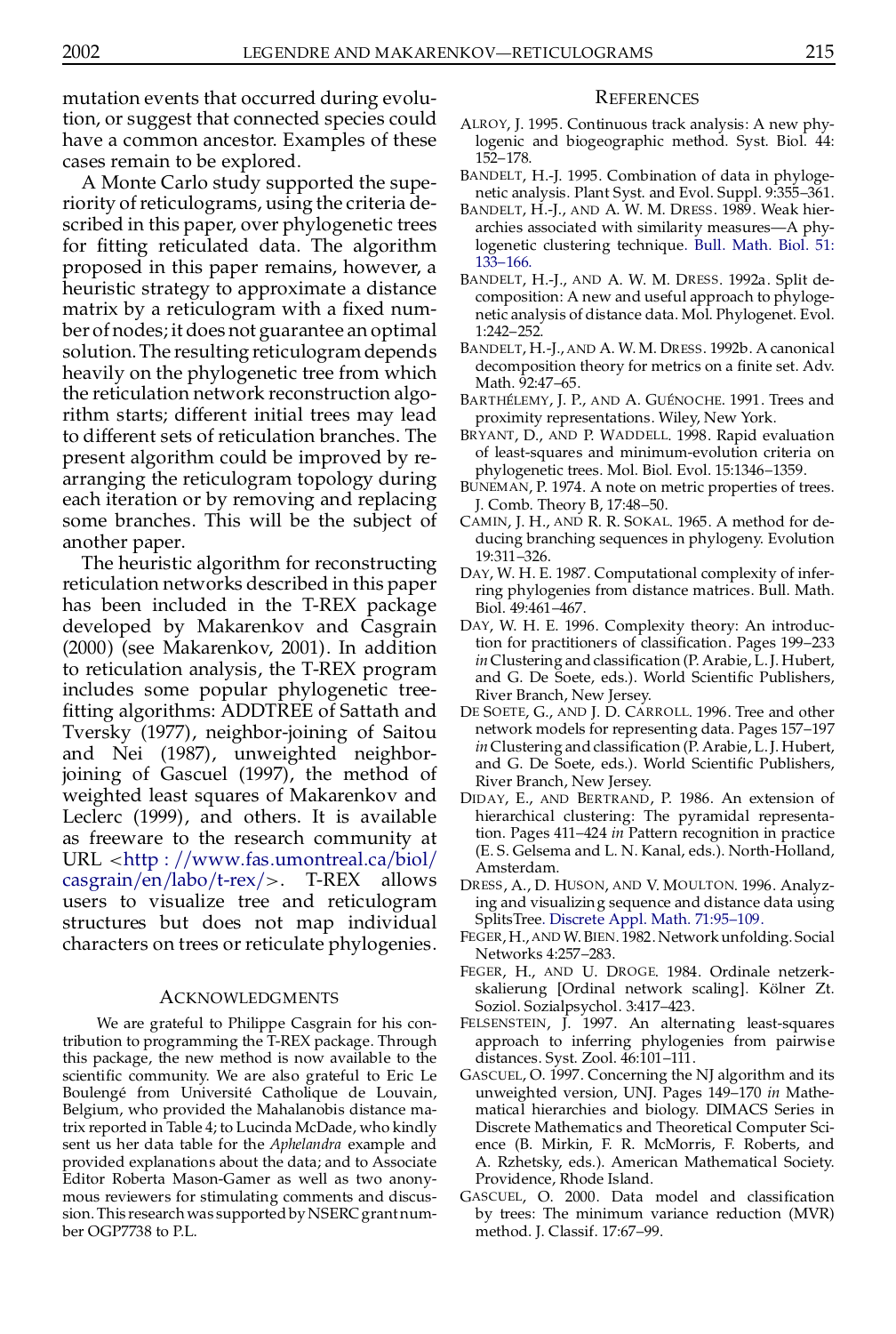mutation events that occurred during evolution, or suggest that connected species could have a common ancestor. Examples of these cases remain to be explored.

A Monte Carlo study supported the superiority of reticulograms, using the criteria described in this paper, over phylogenetic trees for fitting reticulated data. The algorithm proposed in this paper remains, however, a heuristic strategy to approximate a distance matrix by a reticulogram with a fixed number of nodes; it does not guarantee an optimal solution. The resulting reticulogram depends heavily on the phylogenetic tree from which the reticulation network reconstruction algorithm starts; different initial trees may lead to different sets of reticulation branches. The present algorithm could be improved by rearranging the reticulogram topology during each iteration or by removing and replacing some branches. This will be the subject of another paper.

The heuristic algorithm for reconstructing reticulation networks described in this paper has been included in the T-REX package developed by Makarenkov and Casgrain (2000) (see Makarenkov, 2001). In addition to reticulation analysis, the T-REX program includes some popular phylogenetic tree-fitting algorithms: ADDTREE of Sattath and Tversky (1977), neighbor-joining of Saitou and Nei (1987), unweighted neighbor-joining of Gascuel (1997), the method of weighted least squares of Makarenkov and Leclerc (1999), and others. It is available as freeware to the research community at URL <http://www.fas.umontreal.ca/biol/casgrain/en/labo/t-rex/>. T-REX allows users to visualize tree and reticulogram structures but does not map individual characters on trees or reticulate phylogenies.

## Acknowledgments

We are grateful to Philippe Casgrain for his contribution to programming the T-REX package. Through this package, the new method is now available to the scientific community. We are also grateful to Eric Le Boulengé from Université Catholique de Louvain, Belgium, who provided the Mahalanobis distance matrix reported in Table 4; to Lucinda McDade, who kindly sent us her data table for the *Aphelandra* example and provided explanations about the data; and to Associate Editor Roberta Mason-Gamer as well as two anonymous reviewers for stimulating comments and discussion. This research was supported by NSERC grant number OGP7738 to P.L.

## References

Alroy, J. 1995. Continuous track analysis: A new phylogenic and biogeographic method. Syst. Biol. 44: 152–178.

Bandelt, H.-J. 1995. Combination of data in phylogenetic analysis. Plant Syst. and Evol. Suppl. 9:355–361.

Bandelt, H.-J., and A. W. M. Dress. 1989. Weak hierarchies associated with similarity measures—A phylogenetic clustering technique. Bull. Math. Biol. 51: 133–166.

Bandelt, H.-J., and A. W. M. Dress. 1992a. Split decomposition: A new and useful approach to phylogenetic analysis of distance data. Mol. Phylogenet. Evol. 1:242–252.

Bandelt, H.-J., and A. W. M. Dress. 1992b. A canonical decomposition theory for metrics on a finite set. Adv. Math. 92:47–65.

Barthélemy, J. P., and A. Guénoche. 1991. Trees and proximity representations. Wiley, New York.

Bryant, D., and P. Waddell. 1998. Rapid evaluation of least-squares and minimum-evolution criteria on phylogenetic trees. Mol. Biol. Evol. 15:1346–1359.

Buneman, P. 1974. A note on metric properties of trees. J. Comb. Theory B, 17:48–50.

Camin, J. H., and R. R. Sokal. 1965. A method for deducing branching sequences in phylogeny. Evolution 19:311–326.

Day, W. H. E. 1987. Computational complexity of inferring phylogenies from distance matrices. Bull. Math. Biol. 49:461–467.

Day, W. H. E. 1996. Complexity theory: An introduction for practitioners of classification. Pages 199–233 *in* Clustering and classification (P. Arabie, L. J. Hubert, and G. De Soete, eds.). World Scientific Publishers, River Branch, New Jersey.

De Soete, G., and J. D. Carroll. 1996. Tree and other network models for representing data. Pages 157–197 *in* Clustering and classification (P. Arabie, L. J. Hubert, and G. De Soete, eds.). World Scientific Publishers, River Branch, New Jersey.

Diday, E., and Bertrand, P. 1986. An extension of hierarchical clustering: The pyramidal representation. Pages 411–424 *in* Pattern recognition in practice (E. S. Gelsema and L. N. Kanal, eds.). North-Holland, Amsterdam.

Dress, A., D. Huson, and V. Moulton. 1996. Analyzing and visualizing sequence and distance data using SplitsTree. Discrete Appl. Math. 71:95–109.

Feger, H., and W. Bien. 1982. Network unfolding. Social Networks 4:257–283.

Feger, H., and U. Droge. 1984. Ordinale netzerkskalierung [Ordinal network scaling]. Kölner Zt. Soziol. Sozialpsychol. 3:417–423.

Felsenstein, J. 1997. An alternating least-squares approach to inferring phylogenies from pairwise distances. Syst. Zool. 46:101–111.

Gascuel, O. 1997. Concerning the NJ algorithm and its unweighted version, UNJ. Pages 149–170 *in* Mathematical hierarchies and biology. DIMACS Series in Discrete Mathematics and Theoretical Computer Science (B. Mirkin, F. R. McMorris, F. Roberts, and A. Rzhetsky, eds.). American Mathematical Society. Providence, Rhode Island.

Gascuel, O. 2000. Data model and classification by trees: The minimum variance reduction (MVR) method. J. Classif. 17:67–99.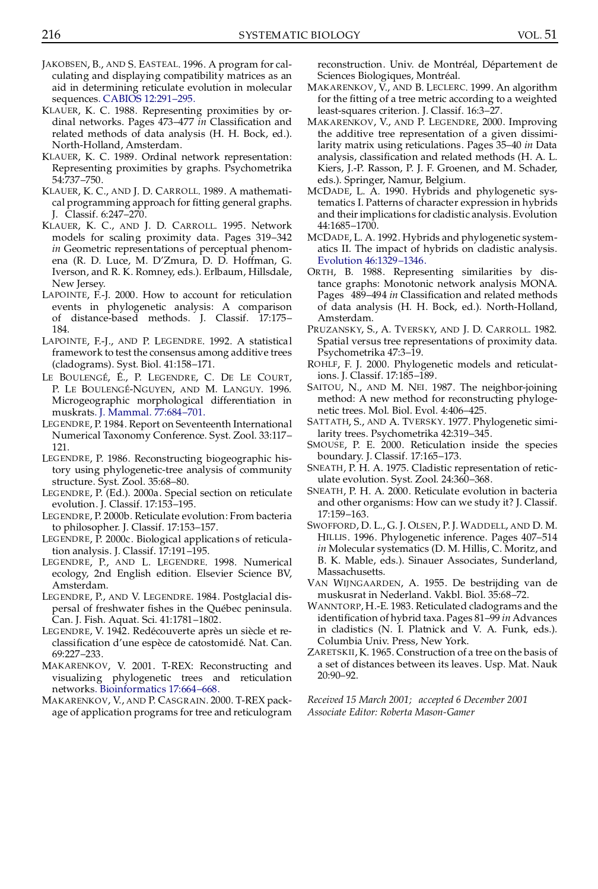JAKOBSEN, B., AND S. EASTEAL. 1996. A program for calculating and displaying compatibility matrices as an aid in determining reticulate evolution in molecular sequences. CABIOS 12:291–295.

KLAUER, K. C. 1988. Representing proximities by ordinal networks. Pages 473–477 *in* Classification and related methods of data analysis (H. H. Bock, ed.). North-Holland, Amsterdam.

KLAUER, K. C. 1989. Ordinal network representation: Representing proximities by graphs. Psychometrika 54:737–750.

KLAUER, K. C., AND J. D. CARROLL. 1989. A mathematical programming approach for fitting general graphs. J. Classif. 6:247–270.

KLAUER, K. C., AND J. D. CARROLL. 1995. Network models for scaling proximity data. Pages 319–342 *in* Geometric representations of perceptual phenomena (R. D. Luce, M. D'Zmura, D. D. Hoffman, G. Iverson, and R. K. Romney, eds.). Erlbaum, Hillsdale, New Jersey.

LAPOINTE, F.-J. 2000. How to account for reticulation events in phylogenetic analysis: A comparison of distance-based methods. J. Classif. 17:175–184.

LAPOINTE, F.-J., AND P. LEGENDRE. 1992. A statistical framework to test the consensus among additive trees (cladograms). Syst. Biol. 41:158–171.

LE BOULENGÉ, É., P. LEGENDRE, C. DE LE COURT, P. LE BOULENGÉ-NGUYEN, AND M. LANGUY. 1996. Microgeographic morphological differentiation in muskrats. J. Mammal. 77:684–701.

LEGENDRE, P. 1984. Report on Seventeenth International Numerical Taxonomy Conference. Syst. Zool. 33:117–121.

LEGENDRE, P. 1986. Reconstructing biogeographic history using phylogenetic-tree analysis of community structure. Syst. Zool. 35:68–80.

LEGENDRE, P. (Ed.). 2000a. Special section on reticulate evolution. J. Classif. 17:153–195.

LEGENDRE, P. 2000b. Reticulate evolution: From bacteria to philosopher. J. Classif. 17:153–157.

LEGENDRE, P. 2000c. Biological applications of reticulation analysis. J. Classif. 17:191–195.

LEGENDRE, P., AND L. LEGENDRE. 1998. Numerical ecology, 2nd English edition. Elsevier Science BV, Amsterdam.

LEGENDRE, P., AND V. LEGENDRE. 1984. Postglacial dispersal of freshwater fishes in the Québec peninsula. Can. J. Fish. Aquat. Sci. 41:1781–1802.

LEGENDRE, V. 1942. Redécouverte après un siècle et reclassification d'une espèce de catostomidé. Nat. Can. 69:227–233.

MAKARENKOV, V. 2001. T-REX: Reconstructing and visualizing phylogenetic trees and reticulation networks. Bioinformatics 17:664–668.

MAKARENKOV, V., AND P. CASGRAIN. 2000. T-REX package of application programs for tree and reticulogram reconstruction. Univ. de Montréal, Département de Sciences Biologiques, Montréal.

MAKARENKOV, V., AND B. LECLERC. 1999. An algorithm for the fitting of a tree metric according to a weighted least-squares criterion. J. Classif. 16:3–27.

MAKARENKOV, V., AND P. LEGENDRE. 2000. Improving the additive tree representation of a given dissimilarity matrix using reticulations. Pages 35–40 *in* Data analysis, classification and related methods (H. A. L. Kiers, J.-P. Rasson, P. J. F. Groenen, and M. Schader, eds.). Springer, Namur, Belgium.

MCDADE, L. A. 1990. Hybrids and phylogenetic systematics I. Patterns of character expression in hybrids and their implications for cladistic analysis. Evolution 44:1685–1700.

MCDADE, L. A. 1992. Hybrids and phylogenetic systematics II. The impact of hybrids on cladistic analysis. Evolution 46:1329–1346.

ORTH, B. 1988. Representing similarities by distance graphs: Monotonic network analysis MONA. Pages 489–494 *in* Classification and related methods of data analysis (H. H. Bock, ed.). North-Holland, Amsterdam.

PRUZANSKY, S., A. TVERSKY, AND J. D. CARROLL. 1982. Spatial versus tree representations of proximity data. Psychometrika 47:3–19.

ROHLF, F. J. 2000. Phylogenetic models and reticulations. J. Classif. 17:185–189.

SAITOU, N., AND M. NEI. 1987. The neighbor-joining method: A new method for reconstructing phylogenetic trees. Mol. Biol. Evol. 4:406–425.

SATTATH, S., AND A. TVERSKY. 1977. Phylogenetic similarity trees. Psychometrika 42:319–345.

SMOUSE, P. E. 2000. Reticulation inside the species boundary. J. Classif. 17:165–173.

SNEATH, P. H. A. 1975. Cladistic representation of reticulate evolution. Syst. Zool. 24:360–368.

SNEATH, P. H. A. 2000. Reticulate evolution in bacteria and other organisms: How can we study it? J. Classif. 17:159–163.

SWOFFORD, D. L., G. J. OLSEN, P. J. WADDELL, AND D. M. HILLIS. 1996. Phylogenetic inference. Pages 407–514 *in* Molecular systematics (D. M. Hillis, C. Moritz, and B. K. Mable, eds.). Sinauer Associates, Sunderland, Massachusetts.

VAN WIJNGAARDEN, A. 1955. De bestrijding van de muskusrat in Nederland. Vakbl. Biol. 35:68–72.

WANNTORP, H.-E. 1983. Reticulated cladograms and the identification of hybrid taxa. Pages 81–99 *in* Advances in cladistics (N. I. Platnick and V. A. Funk, eds.). Columbia Univ. Press, New York.

ZARETSKII, K. 1965. Construction of a tree on the basis of a set of distances between its leaves. Usp. Mat. Nauk 20:90–92.

*Received 15 March 2001; accepted 6 December 2001*
*Associate Editor: Roberta Mason-Gamer*